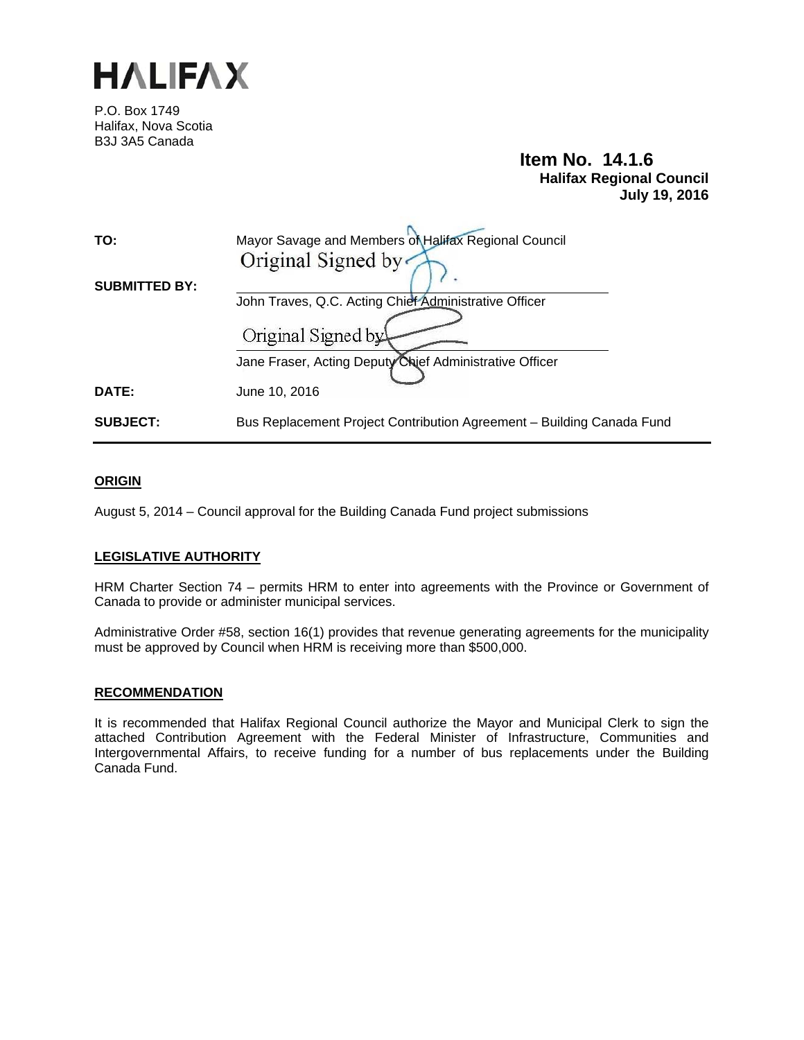# HALIFAX

P.O. Box 1749
Halifax, Nova Scotia
B3J 3A5 Canada

**Item No. 14.1.6**
**Halifax Regional Council**
**July 19, 2016**

**TO:** Mayor Savage and Members of Halifax Regional Council

**SUBMITTED BY:**
Original Signed by
John Traves, Q.C. Acting Chief Administrative Officer

Original Signed by
Jane Fraser, Acting Deputy Chief Administrative Officer

**DATE:** June 10, 2016

**SUBJECT:** Bus Replacement Project Contribution Agreement – Building Canada Fund

## ORIGIN

August 5, 2014 – Council approval for the Building Canada Fund project submissions

## LEGISLATIVE AUTHORITY

HRM Charter Section 74 – permits HRM to enter into agreements with the Province or Government of Canada to provide or administer municipal services.

Administrative Order #58, section 16(1) provides that revenue generating agreements for the municipality must be approved by Council when HRM is receiving more than $500,000.

## RECOMMENDATION

It is recommended that Halifax Regional Council authorize the Mayor and Municipal Clerk to sign the attached Contribution Agreement with the Federal Minister of Infrastructure, Communities and Intergovernmental Affairs, to receive funding for a number of bus replacements under the Building Canada Fund.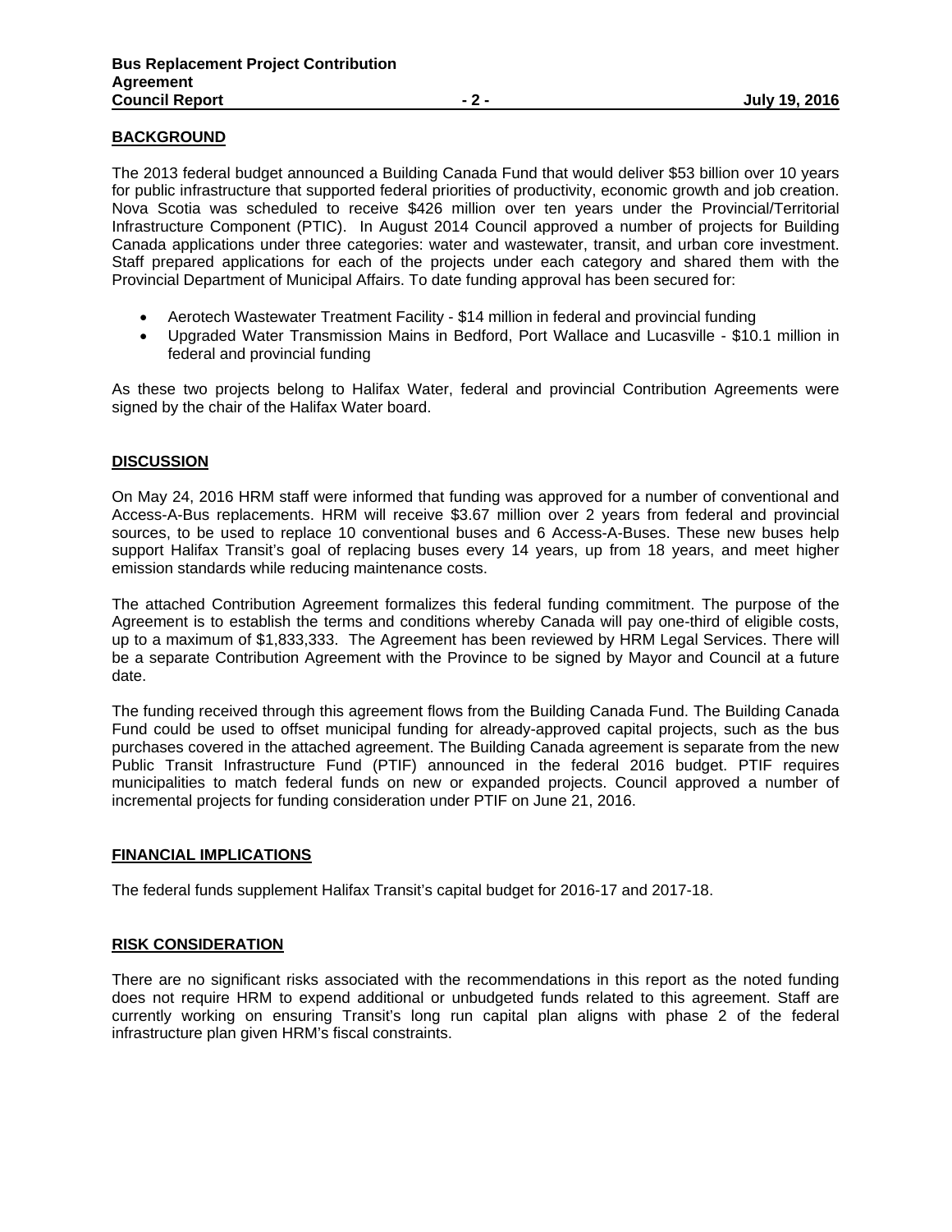## BACKGROUND

The 2013 federal budget announced a Building Canada Fund that would deliver $53 billion over 10 years for public infrastructure that supported federal priorities of productivity, economic growth and job creation. Nova Scotia was scheduled to receive $426 million over ten years under the Provincial/Territorial Infrastructure Component (PTIC). In August 2014 Council approved a number of projects for Building Canada applications under three categories: water and wastewater, transit, and urban core investment. Staff prepared applications for each of the projects under each category and shared them with the Provincial Department of Municipal Affairs. To date funding approval has been secured for:

- Aerotech Wastewater Treatment Facility - $14 million in federal and provincial funding
- Upgraded Water Transmission Mains in Bedford, Port Wallace and Lucasville - $10.1 million in federal and provincial funding

As these two projects belong to Halifax Water, federal and provincial Contribution Agreements were signed by the chair of the Halifax Water board.

## DISCUSSION

On May 24, 2016 HRM staff were informed that funding was approved for a number of conventional and Access-A-Bus replacements. HRM will receive $3.67 million over 2 years from federal and provincial sources, to be used to replace 10 conventional buses and 6 Access-A-Buses. These new buses help support Halifax Transit's goal of replacing buses every 14 years, up from 18 years, and meet higher emission standards while reducing maintenance costs.

The attached Contribution Agreement formalizes this federal funding commitment. The purpose of the Agreement is to establish the terms and conditions whereby Canada will pay one-third of eligible costs, up to a maximum of $1,833,333. The Agreement has been reviewed by HRM Legal Services. There will be a separate Contribution Agreement with the Province to be signed by Mayor and Council at a future date.

The funding received through this agreement flows from the Building Canada Fund. The Building Canada Fund could be used to offset municipal funding for already-approved capital projects, such as the bus purchases covered in the attached agreement. The Building Canada agreement is separate from the new Public Transit Infrastructure Fund (PTIF) announced in the federal 2016 budget. PTIF requires municipalities to match federal funds on new or expanded projects. Council approved a number of incremental projects for funding consideration under PTIF on June 21, 2016.

## FINANCIAL IMPLICATIONS

The federal funds supplement Halifax Transit's capital budget for 2016-17 and 2017-18.

## RISK CONSIDERATION

There are no significant risks associated with the recommendations in this report as the noted funding does not require HRM to expend additional or unbudgeted funds related to this agreement. Staff are currently working on ensuring Transit's long run capital plan aligns with phase 2 of the federal infrastructure plan given HRM's fiscal constraints.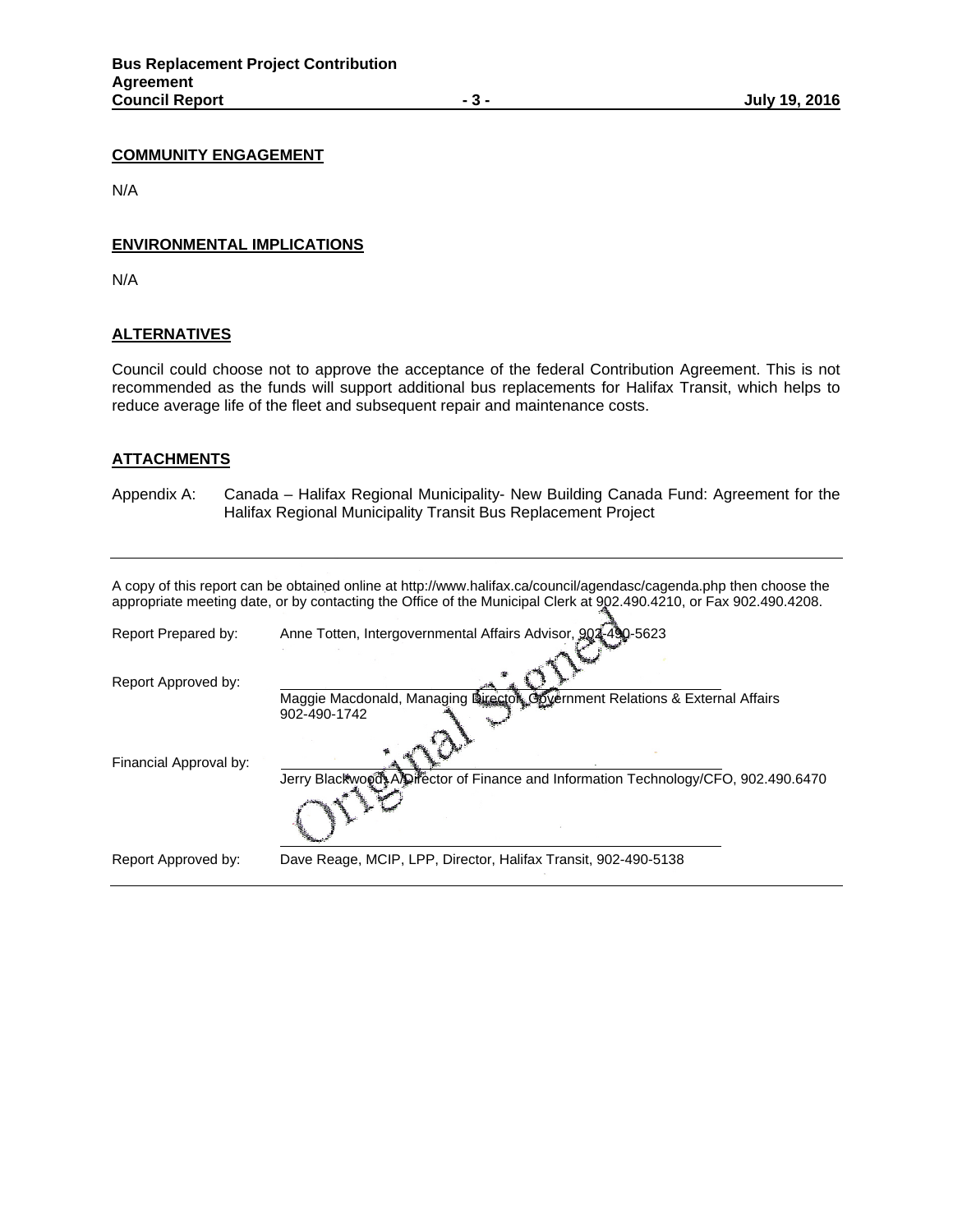**COMMUNITY ENGAGEMENT**

N/A

**ENVIRONMENTAL IMPLICATIONS**

N/A

**ALTERNATIVES**

Council could choose not to approve the acceptance of the federal Contribution Agreement. This is not recommended as the funds will support additional bus replacements for Halifax Transit, which helps to reduce average life of the fleet and subsequent repair and maintenance costs.

**ATTACHMENTS**

Appendix A: Canada – Halifax Regional Municipality- New Building Canada Fund: Agreement for the Halifax Regional Municipality Transit Bus Replacement Project

---

A copy of this report can be obtained online at http://www.halifax.ca/council/agendasc/cagenda.php then choose the appropriate meeting date, or by contacting the Office of the Municipal Clerk at 902.490.4210, or Fax 902.490.4208.

Report Prepared by: Anne Totten, Intergovernmental Affairs Advisor, 902-490-5623

Original Signed

Report Approved by: Maggie Macdonald, Managing Director, Government Relations & External Affairs 902-490-1742

Financial Approval by: Jerry Blackwood, A/Director of Finance and Information Technology/CFO, 902.490.6470

Report Approved by: Dave Reage, MCIP, LPP, Director, Halifax Transit, 902-490-5138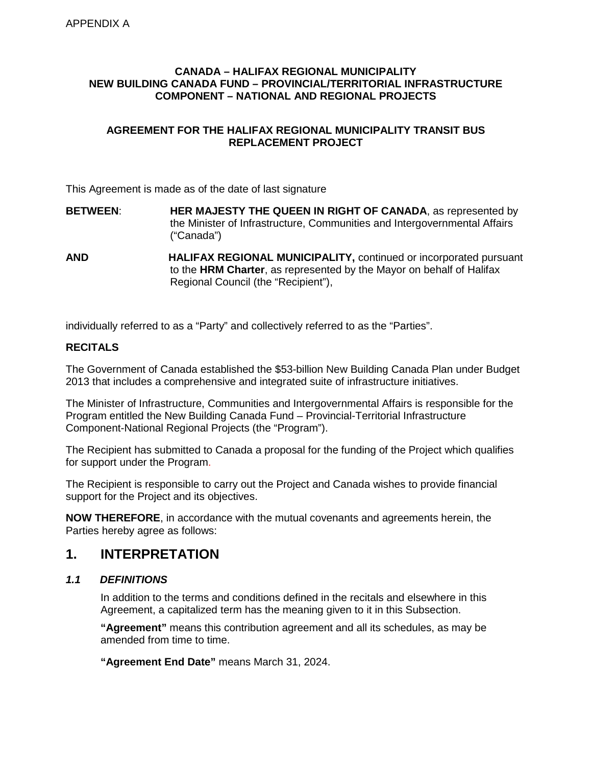APPENDIX A

**CANADA – HALIFAX REGIONAL MUNICIPALITY**
**NEW BUILDING CANADA FUND – PROVINCIAL/TERRITORIAL INFRASTRUCTURE COMPONENT – NATIONAL AND REGIONAL PROJECTS**

**AGREEMENT FOR THE HALIFAX REGIONAL MUNICIPALITY TRANSIT BUS REPLACEMENT PROJECT**

This Agreement is made as of the date of last signature

**BETWEEN**: **HER MAJESTY THE QUEEN IN RIGHT OF CANADA**, as represented by the Minister of Infrastructure, Communities and Intergovernmental Affairs (“Canada”)

**AND** **HALIFAX REGIONAL MUNICIPALITY,** continued or incorporated pursuant to the **HRM Charter**, as represented by the Mayor on behalf of Halifax Regional Council (the “Recipient”),

individually referred to as a “Party” and collectively referred to as the “Parties”.

**RECITALS**

The Government of Canada established the $53-billion New Building Canada Plan under Budget 2013 that includes a comprehensive and integrated suite of infrastructure initiatives.

The Minister of Infrastructure, Communities and Intergovernmental Affairs is responsible for the Program entitled the New Building Canada Fund – Provincial-Territorial Infrastructure Component-National Regional Projects (the “Program”).

The Recipient has submitted to Canada a proposal for the funding of the Project which qualifies for support under the Program.

The Recipient is responsible to carry out the Project and Canada wishes to provide financial support for the Project and its objectives.

**NOW THEREFORE**, in accordance with the mutual covenants and agreements herein, the Parties hereby agree as follows:

# 1. INTERPRETATION

### *1.1 DEFINITIONS*

In addition to the terms and conditions defined in the recitals and elsewhere in this Agreement, a capitalized term has the meaning given to it in this Subsection.

**“Agreement”** means this contribution agreement and all its schedules, as may be amended from time to time.

**“Agreement End Date”** means March 31, 2024.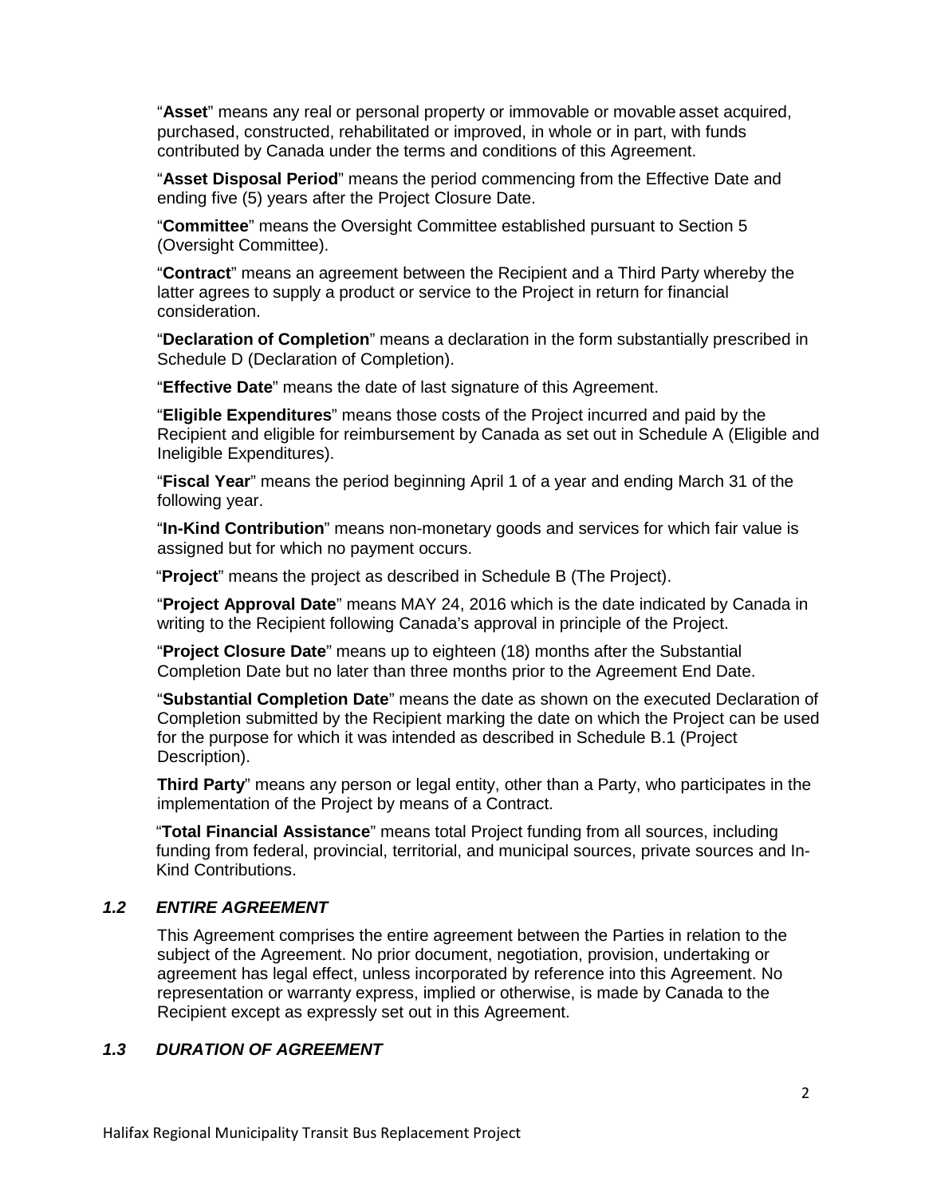"**Asset**" means any real or personal property or immovable or movable asset acquired, purchased, constructed, rehabilitated or improved, in whole or in part, with funds contributed by Canada under the terms and conditions of this Agreement.

"**Asset Disposal Period**" means the period commencing from the Effective Date and ending five (5) years after the Project Closure Date.

"**Committee**" means the Oversight Committee established pursuant to Section 5 (Oversight Committee).

"**Contract**" means an agreement between the Recipient and a Third Party whereby the latter agrees to supply a product or service to the Project in return for financial consideration.

"**Declaration of Completion**" means a declaration in the form substantially prescribed in Schedule D (Declaration of Completion).

"**Effective Date**" means the date of last signature of this Agreement.

"**Eligible Expenditures**" means those costs of the Project incurred and paid by the Recipient and eligible for reimbursement by Canada as set out in Schedule A (Eligible and Ineligible Expenditures).

"**Fiscal Year**" means the period beginning April 1 of a year and ending March 31 of the following year.

"**In-Kind Contribution**" means non-monetary goods and services for which fair value is assigned but for which no payment occurs.

"**Project**" means the project as described in Schedule B (The Project).

"**Project Approval Date**" means MAY 24, 2016 which is the date indicated by Canada in writing to the Recipient following Canada's approval in principle of the Project.

"**Project Closure Date**" means up to eighteen (18) months after the Substantial Completion Date but no later than three months prior to the Agreement End Date.

"**Substantial Completion Date**" means the date as shown on the executed Declaration of Completion submitted by the Recipient marking the date on which the Project can be used for the purpose for which it was intended as described in Schedule B.1 (Project Description).

**Third Party**" means any person or legal entity, other than a Party, who participates in the implementation of the Project by means of a Contract.

"**Total Financial Assistance**" means total Project funding from all sources, including funding from federal, provincial, territorial, and municipal sources, private sources and In-Kind Contributions.

### *1.2 ENTIRE AGREEMENT*

This Agreement comprises the entire agreement between the Parties in relation to the subject of the Agreement. No prior document, negotiation, provision, undertaking or agreement has legal effect, unless incorporated by reference into this Agreement. No representation or warranty express, implied or otherwise, is made by Canada to the Recipient except as expressly set out in this Agreement.

### *1.3 DURATION OF AGREEMENT*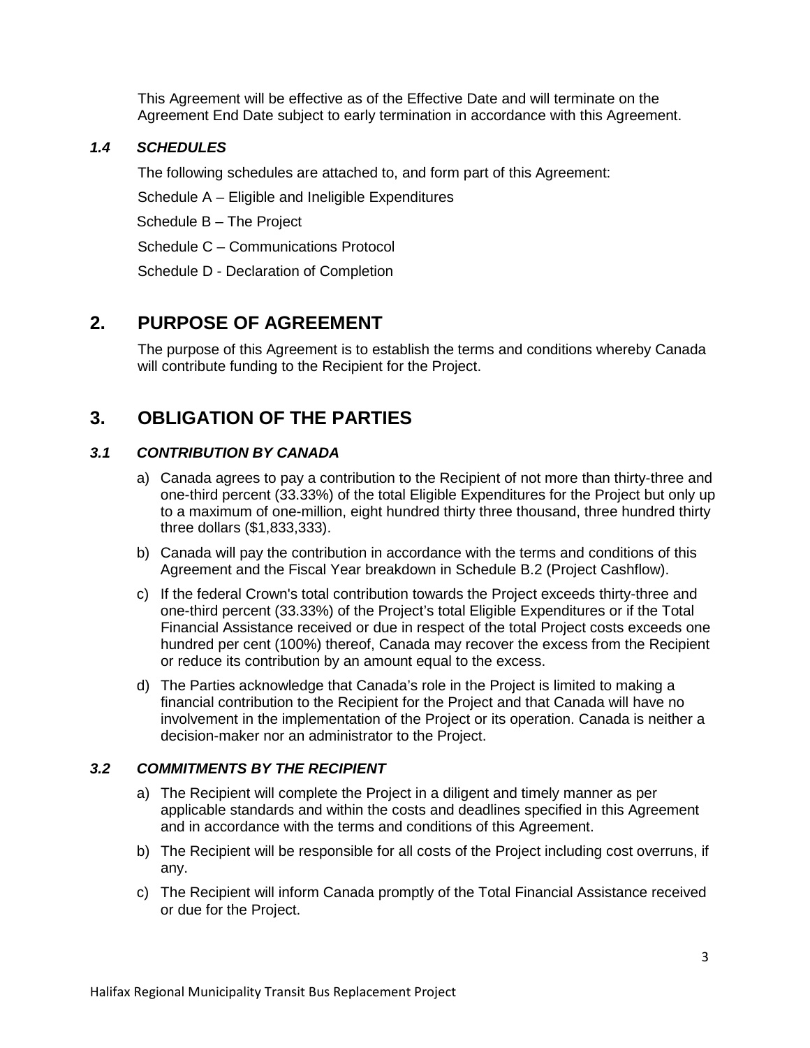This Agreement will be effective as of the Effective Date and will terminate on the Agreement End Date subject to early termination in accordance with this Agreement.

### *1.4 SCHEDULES*

The following schedules are attached to, and form part of this Agreement:

Schedule A – Eligible and Ineligible Expenditures

Schedule B – The Project

Schedule C – Communications Protocol

Schedule D - Declaration of Completion

## 2. PURPOSE OF AGREEMENT

The purpose of this Agreement is to establish the terms and conditions whereby Canada will contribute funding to the Recipient for the Project.

## 3. OBLIGATION OF THE PARTIES

### *3.1 CONTRIBUTION BY CANADA*

a) Canada agrees to pay a contribution to the Recipient of not more than thirty-three and one-third percent (33.33%) of the total Eligible Expenditures for the Project but only up to a maximum of one-million, eight hundred thirty three thousand, three hundred thirty three dollars ($1,833,333).

b) Canada will pay the contribution in accordance with the terms and conditions of this Agreement and the Fiscal Year breakdown in Schedule B.2 (Project Cashflow).

c) If the federal Crown's total contribution towards the Project exceeds thirty-three and one-third percent (33.33%) of the Project's total Eligible Expenditures or if the Total Financial Assistance received or due in respect of the total Project costs exceeds one hundred per cent (100%) thereof, Canada may recover the excess from the Recipient or reduce its contribution by an amount equal to the excess.

d) The Parties acknowledge that Canada's role in the Project is limited to making a financial contribution to the Recipient for the Project and that Canada will have no involvement in the implementation of the Project or its operation. Canada is neither a decision-maker nor an administrator to the Project.

### *3.2 COMMITMENTS BY THE RECIPIENT*

a) The Recipient will complete the Project in a diligent and timely manner as per applicable standards and within the costs and deadlines specified in this Agreement and in accordance with the terms and conditions of this Agreement.

b) The Recipient will be responsible for all costs of the Project including cost overruns, if any.

c) The Recipient will inform Canada promptly of the Total Financial Assistance received or due for the Project.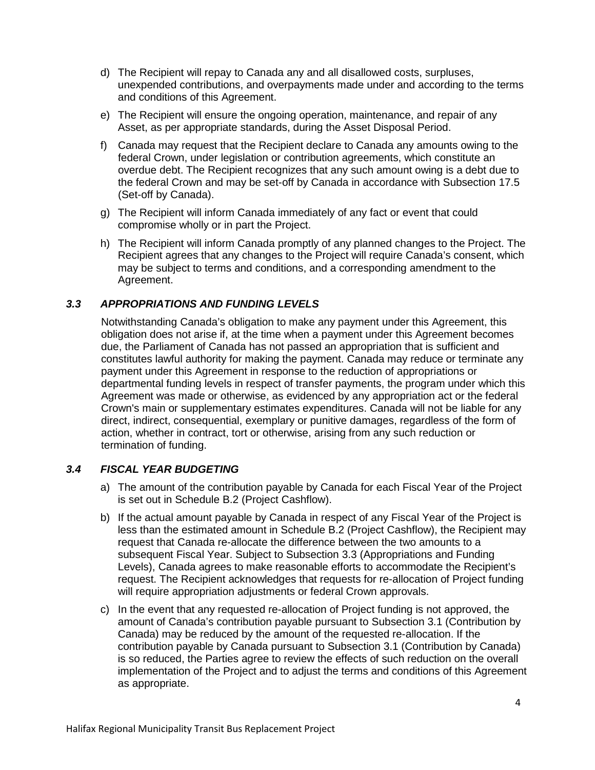d) The Recipient will repay to Canada any and all disallowed costs, surpluses, unexpended contributions, and overpayments made under and according to the terms and conditions of this Agreement.

e) The Recipient will ensure the ongoing operation, maintenance, and repair of any Asset, as per appropriate standards, during the Asset Disposal Period.

f) Canada may request that the Recipient declare to Canada any amounts owing to the federal Crown, under legislation or contribution agreements, which constitute an overdue debt. The Recipient recognizes that any such amount owing is a debt due to the federal Crown and may be set-off by Canada in accordance with Subsection 17.5 (Set-off by Canada).

g) The Recipient will inform Canada immediately of any fact or event that could compromise wholly or in part the Project.

h) The Recipient will inform Canada promptly of any planned changes to the Project. The Recipient agrees that any changes to the Project will require Canada's consent, which may be subject to terms and conditions, and a corresponding amendment to the Agreement.

### *3.3 APPROPRIATIONS AND FUNDING LEVELS*

Notwithstanding Canada's obligation to make any payment under this Agreement, this obligation does not arise if, at the time when a payment under this Agreement becomes due, the Parliament of Canada has not passed an appropriation that is sufficient and constitutes lawful authority for making the payment. Canada may reduce or terminate any payment under this Agreement in response to the reduction of appropriations or departmental funding levels in respect of transfer payments, the program under which this Agreement was made or otherwise, as evidenced by any appropriation act or the federal Crown's main or supplementary estimates expenditures. Canada will not be liable for any direct, indirect, consequential, exemplary or punitive damages, regardless of the form of action, whether in contract, tort or otherwise, arising from any such reduction or termination of funding.

### *3.4 FISCAL YEAR BUDGETING*

a) The amount of the contribution payable by Canada for each Fiscal Year of the Project is set out in Schedule B.2 (Project Cashflow).

b) If the actual amount payable by Canada in respect of any Fiscal Year of the Project is less than the estimated amount in Schedule B.2 (Project Cashflow), the Recipient may request that Canada re-allocate the difference between the two amounts to a subsequent Fiscal Year. Subject to Subsection 3.3 (Appropriations and Funding Levels), Canada agrees to make reasonable efforts to accommodate the Recipient's request. The Recipient acknowledges that requests for re-allocation of Project funding will require appropriation adjustments or federal Crown approvals.

c) In the event that any requested re-allocation of Project funding is not approved, the amount of Canada's contribution payable pursuant to Subsection 3.1 (Contribution by Canada) may be reduced by the amount of the requested re-allocation. If the contribution payable by Canada pursuant to Subsection 3.1 (Contribution by Canada) is so reduced, the Parties agree to review the effects of such reduction on the overall implementation of the Project and to adjust the terms and conditions of this Agreement as appropriate.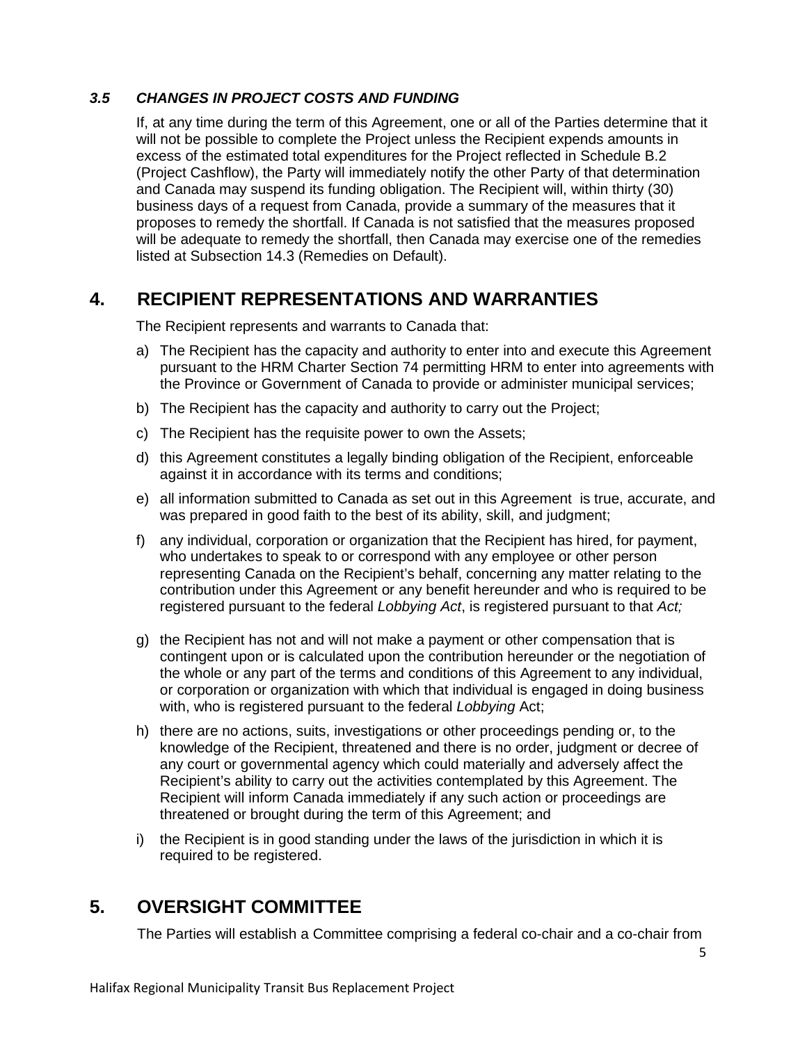### *3.5 CHANGES IN PROJECT COSTS AND FUNDING*

If, at any time during the term of this Agreement, one or all of the Parties determine that it will not be possible to complete the Project unless the Recipient expends amounts in excess of the estimated total expenditures for the Project reflected in Schedule B.2 (Project Cashflow), the Party will immediately notify the other Party of that determination and Canada may suspend its funding obligation. The Recipient will, within thirty (30) business days of a request from Canada, provide a summary of the measures that it proposes to remedy the shortfall. If Canada is not satisfied that the measures proposed will be adequate to remedy the shortfall, then Canada may exercise one of the remedies listed at Subsection 14.3 (Remedies on Default).

## 4. RECIPIENT REPRESENTATIONS AND WARRANTIES

The Recipient represents and warrants to Canada that:

a) The Recipient has the capacity and authority to enter into and execute this Agreement pursuant to the HRM Charter Section 74 permitting HRM to enter into agreements with the Province or Government of Canada to provide or administer municipal services;

b) The Recipient has the capacity and authority to carry out the Project;

c) The Recipient has the requisite power to own the Assets;

d) this Agreement constitutes a legally binding obligation of the Recipient, enforceable against it in accordance with its terms and conditions;

e) all information submitted to Canada as set out in this Agreement is true, accurate, and was prepared in good faith to the best of its ability, skill, and judgment;

f) any individual, corporation or organization that the Recipient has hired, for payment, who undertakes to speak to or correspond with any employee or other person representing Canada on the Recipient's behalf, concerning any matter relating to the contribution under this Agreement or any benefit hereunder and who is required to be registered pursuant to the federal *Lobbying Act*, is registered pursuant to that *Act;*

g) the Recipient has not and will not make a payment or other compensation that is contingent upon or is calculated upon the contribution hereunder or the negotiation of the whole or any part of the terms and conditions of this Agreement to any individual, or corporation or organization with which that individual is engaged in doing business with, who is registered pursuant to the federal *Lobbying* Act;

h) there are no actions, suits, investigations or other proceedings pending or, to the knowledge of the Recipient, threatened and there is no order, judgment or decree of any court or governmental agency which could materially and adversely affect the Recipient's ability to carry out the activities contemplated by this Agreement. The Recipient will inform Canada immediately if any such action or proceedings are threatened or brought during the term of this Agreement; and

i) the Recipient is in good standing under the laws of the jurisdiction in which it is required to be registered.

## 5. OVERSIGHT COMMITTEE

The Parties will establish a Committee comprising a federal co-chair and a co-chair from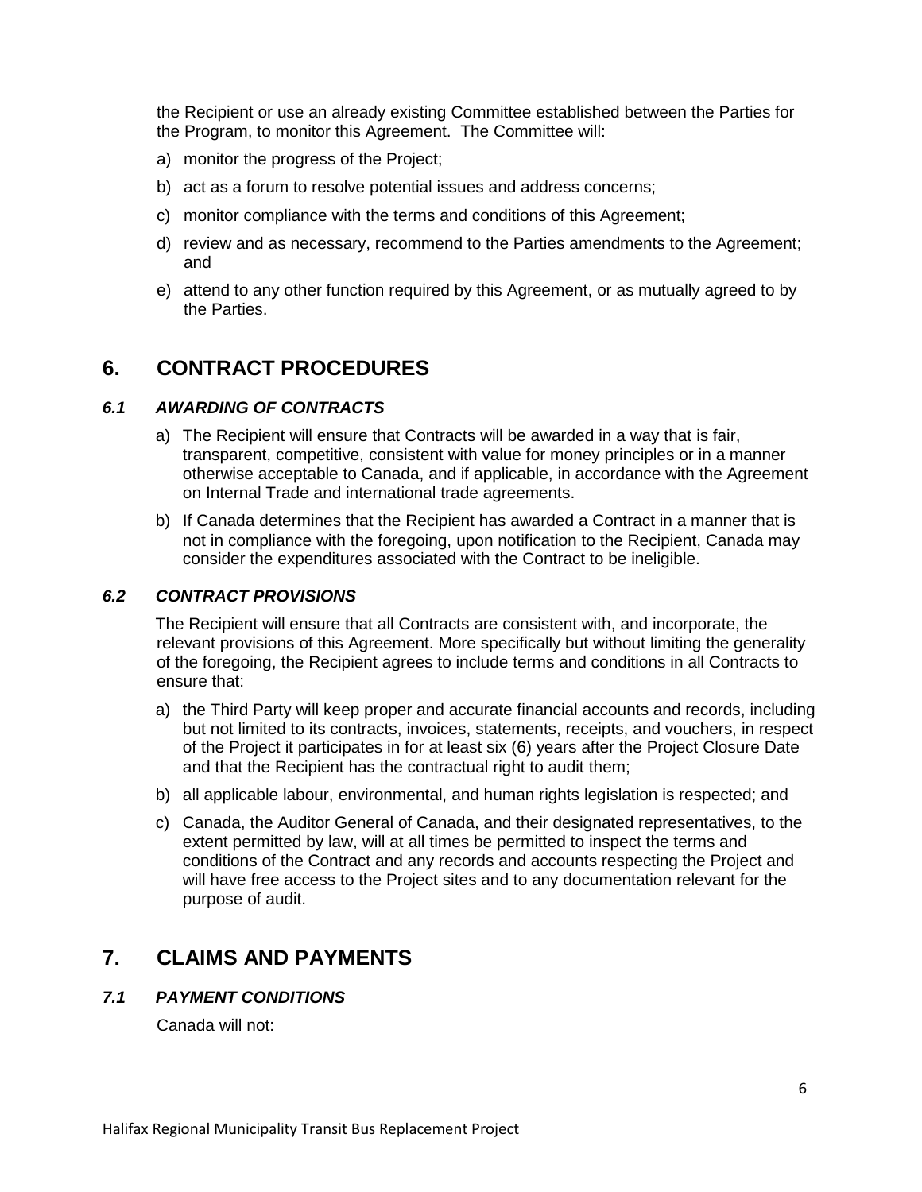the Recipient or use an already existing Committee established between the Parties for the Program, to monitor this Agreement. The Committee will:

a) monitor the progress of the Project;

b) act as a forum to resolve potential issues and address concerns;

c) monitor compliance with the terms and conditions of this Agreement;

d) review and as necessary, recommend to the Parties amendments to the Agreement; and

e) attend to any other function required by this Agreement, or as mutually agreed to by the Parties.

## 6. CONTRACT PROCEDURES

### *6.1 AWARDING OF CONTRACTS*

a) The Recipient will ensure that Contracts will be awarded in a way that is fair, transparent, competitive, consistent with value for money principles or in a manner otherwise acceptable to Canada, and if applicable, in accordance with the Agreement on Internal Trade and international trade agreements.

b) If Canada determines that the Recipient has awarded a Contract in a manner that is not in compliance with the foregoing, upon notification to the Recipient, Canada may consider the expenditures associated with the Contract to be ineligible.

### *6.2 CONTRACT PROVISIONS*

The Recipient will ensure that all Contracts are consistent with, and incorporate, the relevant provisions of this Agreement. More specifically but without limiting the generality of the foregoing, the Recipient agrees to include terms and conditions in all Contracts to ensure that:

a) the Third Party will keep proper and accurate financial accounts and records, including but not limited to its contracts, invoices, statements, receipts, and vouchers, in respect of the Project it participates in for at least six (6) years after the Project Closure Date and that the Recipient has the contractual right to audit them;

b) all applicable labour, environmental, and human rights legislation is respected; and

c) Canada, the Auditor General of Canada, and their designated representatives, to the extent permitted by law, will at all times be permitted to inspect the terms and conditions of the Contract and any records and accounts respecting the Project and will have free access to the Project sites and to any documentation relevant for the purpose of audit.

## 7. CLAIMS AND PAYMENTS

### *7.1 PAYMENT CONDITIONS*

Canada will not: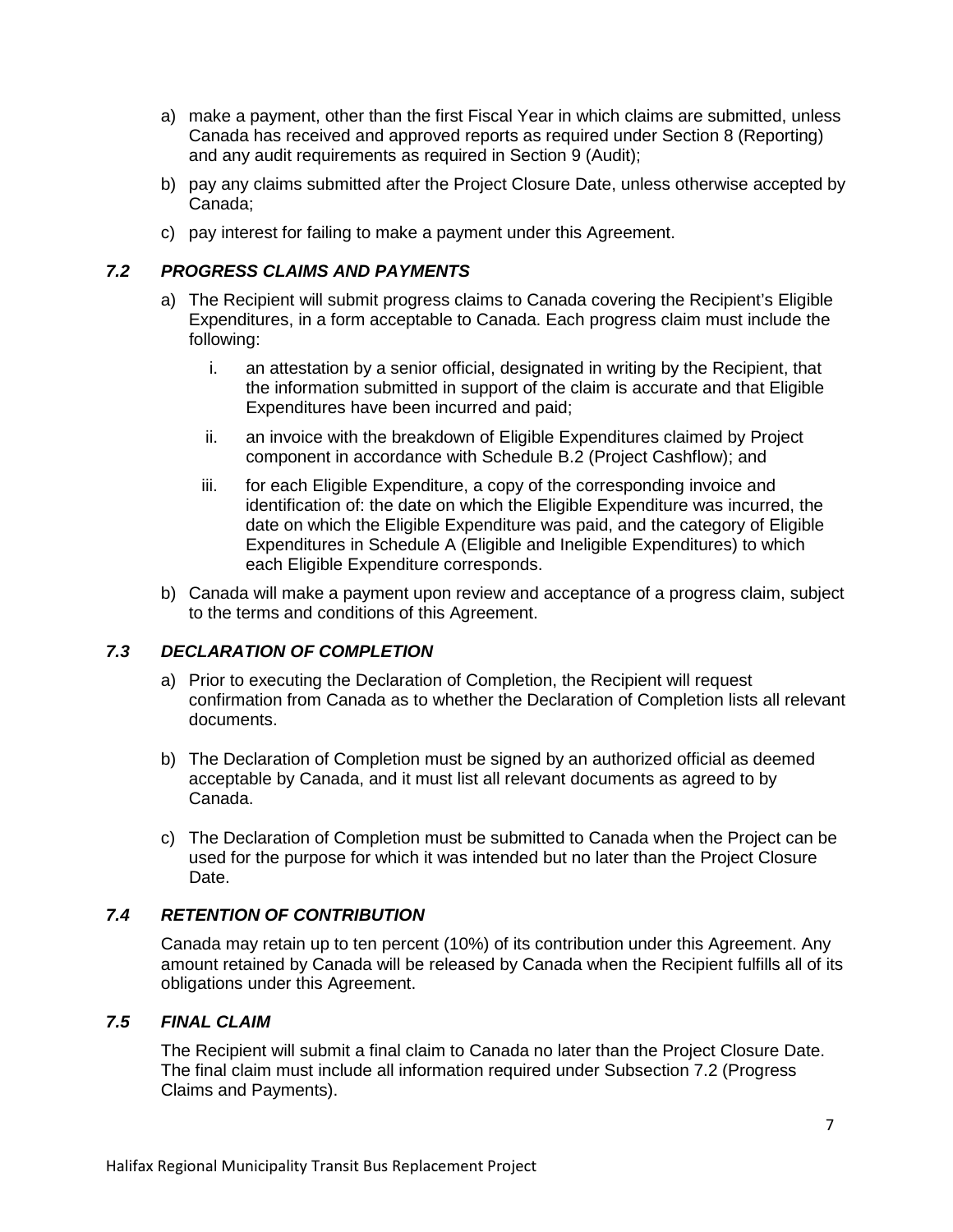a) make a payment, other than the first Fiscal Year in which claims are submitted, unless Canada has received and approved reports as required under Section 8 (Reporting) and any audit requirements as required in Section 9 (Audit);

b) pay any claims submitted after the Project Closure Date, unless otherwise accepted by Canada;

c) pay interest for failing to make a payment under this Agreement.

### *7.2 PROGRESS CLAIMS AND PAYMENTS*

a) The Recipient will submit progress claims to Canada covering the Recipient's Eligible Expenditures, in a form acceptable to Canada. Each progress claim must include the following:

   i. an attestation by a senior official, designated in writing by the Recipient, that the information submitted in support of the claim is accurate and that Eligible Expenditures have been incurred and paid;

   ii. an invoice with the breakdown of Eligible Expenditures claimed by Project component in accordance with Schedule B.2 (Project Cashflow); and

   iii. for each Eligible Expenditure, a copy of the corresponding invoice and identification of: the date on which the Eligible Expenditure was incurred, the date on which the Eligible Expenditure was paid, and the category of Eligible Expenditures in Schedule A (Eligible and Ineligible Expenditures) to which each Eligible Expenditure corresponds.

b) Canada will make a payment upon review and acceptance of a progress claim, subject to the terms and conditions of this Agreement.

### *7.3 DECLARATION OF COMPLETION*

a) Prior to executing the Declaration of Completion, the Recipient will request confirmation from Canada as to whether the Declaration of Completion lists all relevant documents.

b) The Declaration of Completion must be signed by an authorized official as deemed acceptable by Canada, and it must list all relevant documents as agreed to by Canada.

c) The Declaration of Completion must be submitted to Canada when the Project can be used for the purpose for which it was intended but no later than the Project Closure Date.

### *7.4 RETENTION OF CONTRIBUTION*

Canada may retain up to ten percent (10%) of its contribution under this Agreement. Any amount retained by Canada will be released by Canada when the Recipient fulfills all of its obligations under this Agreement.

### *7.5 FINAL CLAIM*

The Recipient will submit a final claim to Canada no later than the Project Closure Date. The final claim must include all information required under Subsection 7.2 (Progress Claims and Payments).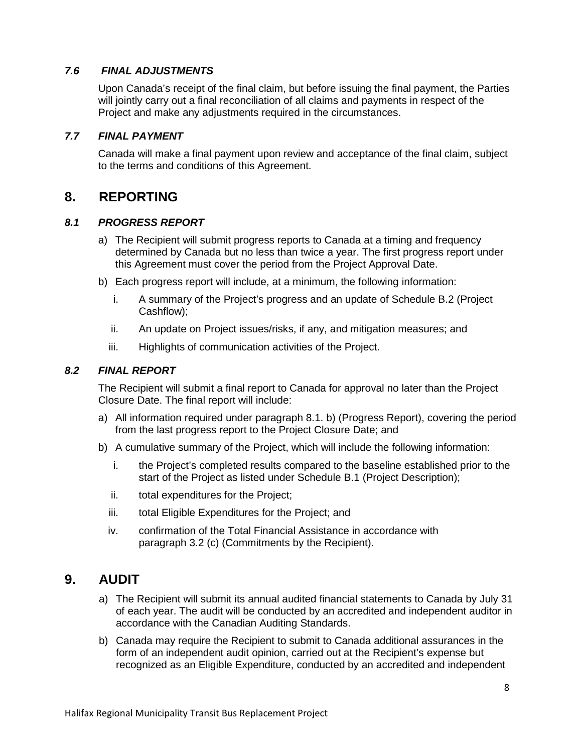### *7.6 FINAL ADJUSTMENTS*

Upon Canada's receipt of the final claim, but before issuing the final payment, the Parties will jointly carry out a final reconciliation of all claims and payments in respect of the Project and make any adjustments required in the circumstances.

### *7.7 FINAL PAYMENT*

Canada will make a final payment upon review and acceptance of the final claim, subject to the terms and conditions of this Agreement.

## 8. REPORTING

### *8.1 PROGRESS REPORT*

a) The Recipient will submit progress reports to Canada at a timing and frequency determined by Canada but no less than twice a year. The first progress report under this Agreement must cover the period from the Project Approval Date.

b) Each progress report will include, at a minimum, the following information:

   i. A summary of the Project's progress and an update of Schedule B.2 (Project Cashflow);

   ii. An update on Project issues/risks, if any, and mitigation measures; and

   iii. Highlights of communication activities of the Project.

### *8.2 FINAL REPORT*

The Recipient will submit a final report to Canada for approval no later than the Project Closure Date. The final report will include:

a) All information required under paragraph 8.1. b) (Progress Report), covering the period from the last progress report to the Project Closure Date; and

b) A cumulative summary of the Project, which will include the following information:

   i. the Project's completed results compared to the baseline established prior to the start of the Project as listed under Schedule B.1 (Project Description);

   ii. total expenditures for the Project;

   iii. total Eligible Expenditures for the Project; and

   iv. confirmation of the Total Financial Assistance in accordance with paragraph 3.2 (c) (Commitments by the Recipient).

## 9. AUDIT

a) The Recipient will submit its annual audited financial statements to Canada by July 31 of each year. The audit will be conducted by an accredited and independent auditor in accordance with the Canadian Auditing Standards.

b) Canada may require the Recipient to submit to Canada additional assurances in the form of an independent audit opinion, carried out at the Recipient's expense but recognized as an Eligible Expenditure, conducted by an accredited and independent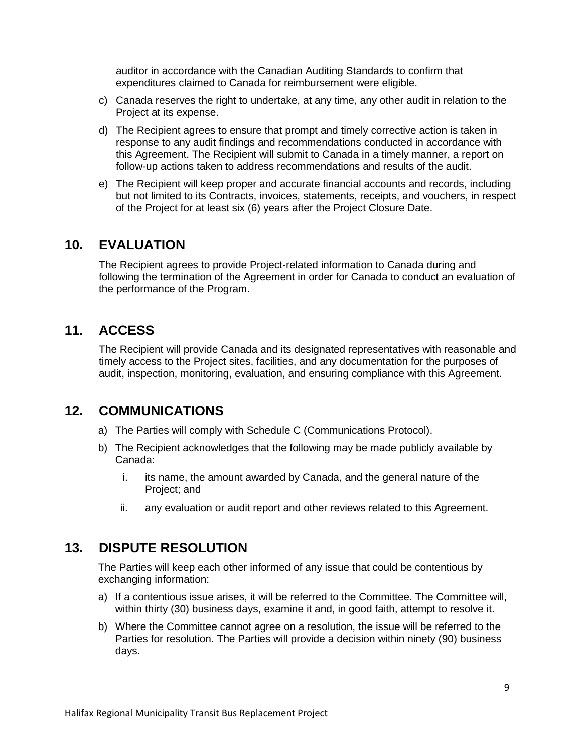auditor in accordance with the Canadian Auditing Standards to confirm that expenditures claimed to Canada for reimbursement were eligible.

c) Canada reserves the right to undertake, at any time, any other audit in relation to the Project at its expense.

d) The Recipient agrees to ensure that prompt and timely corrective action is taken in response to any audit findings and recommendations conducted in accordance with this Agreement. The Recipient will submit to Canada in a timely manner, a report on follow-up actions taken to address recommendations and results of the audit.

e) The Recipient will keep proper and accurate financial accounts and records, including but not limited to its Contracts, invoices, statements, receipts, and vouchers, in respect of the Project for at least six (6) years after the Project Closure Date.

## 10. EVALUATION

The Recipient agrees to provide Project-related information to Canada during and following the termination of the Agreement in order for Canada to conduct an evaluation of the performance of the Program.

## 11. ACCESS

The Recipient will provide Canada and its designated representatives with reasonable and timely access to the Project sites, facilities, and any documentation for the purposes of audit, inspection, monitoring, evaluation, and ensuring compliance with this Agreement.

## 12. COMMUNICATIONS

a) The Parties will comply with Schedule C (Communications Protocol).

b) The Recipient acknowledges that the following may be made publicly available by Canada:

   i. its name, the amount awarded by Canada, and the general nature of the Project; and

   ii. any evaluation or audit report and other reviews related to this Agreement.

## 13. DISPUTE RESOLUTION

The Parties will keep each other informed of any issue that could be contentious by exchanging information:

a) If a contentious issue arises, it will be referred to the Committee. The Committee will, within thirty (30) business days, examine it and, in good faith, attempt to resolve it.

b) Where the Committee cannot agree on a resolution, the issue will be referred to the Parties for resolution. The Parties will provide a decision within ninety (90) business days.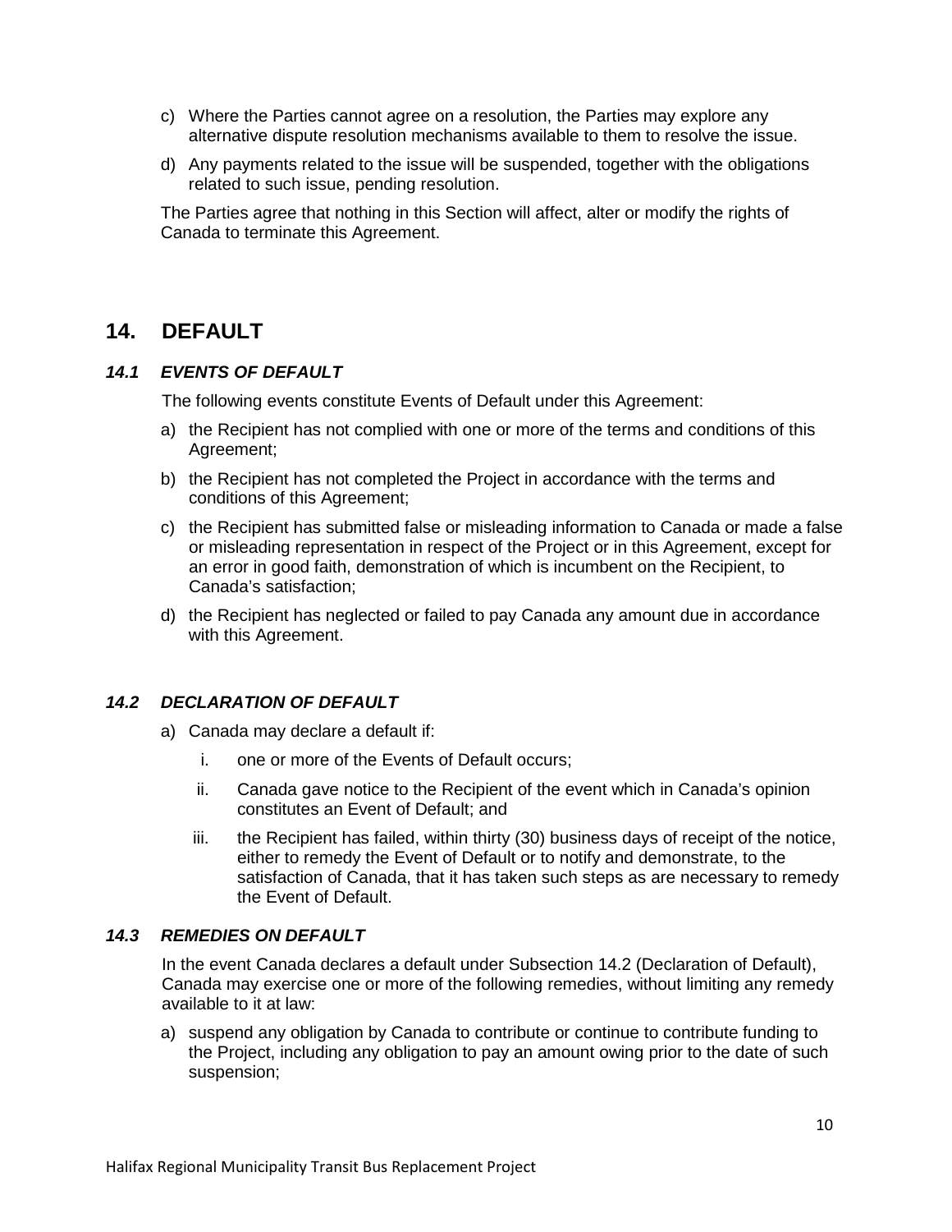c) Where the Parties cannot agree on a resolution, the Parties may explore any alternative dispute resolution mechanisms available to them to resolve the issue.

d) Any payments related to the issue will be suspended, together with the obligations related to such issue, pending resolution.

The Parties agree that nothing in this Section will affect, alter or modify the rights of Canada to terminate this Agreement.

## 14. DEFAULT

### *14.1 EVENTS OF DEFAULT*

The following events constitute Events of Default under this Agreement:

a) the Recipient has not complied with one or more of the terms and conditions of this Agreement;

b) the Recipient has not completed the Project in accordance with the terms and conditions of this Agreement;

c) the Recipient has submitted false or misleading information to Canada or made a false or misleading representation in respect of the Project or in this Agreement, except for an error in good faith, demonstration of which is incumbent on the Recipient, to Canada's satisfaction;

d) the Recipient has neglected or failed to pay Canada any amount due in accordance with this Agreement.

### *14.2 DECLARATION OF DEFAULT*

a) Canada may declare a default if:

   i. one or more of the Events of Default occurs;

   ii. Canada gave notice to the Recipient of the event which in Canada's opinion constitutes an Event of Default; and

   iii. the Recipient has failed, within thirty (30) business days of receipt of the notice, either to remedy the Event of Default or to notify and demonstrate, to the satisfaction of Canada, that it has taken such steps as are necessary to remedy the Event of Default.

### *14.3 REMEDIES ON DEFAULT*

In the event Canada declares a default under Subsection 14.2 (Declaration of Default), Canada may exercise one or more of the following remedies, without limiting any remedy available to it at law:

a) suspend any obligation by Canada to contribute or continue to contribute funding to the Project, including any obligation to pay an amount owing prior to the date of such suspension;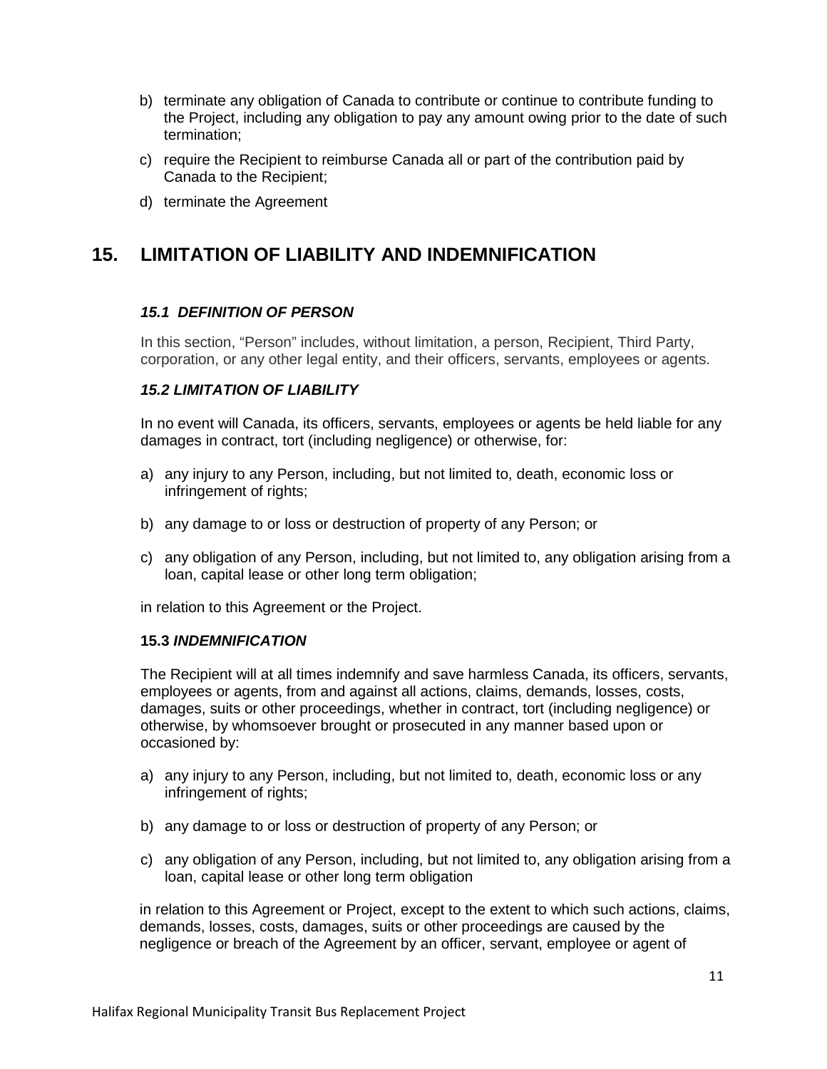b) terminate any obligation of Canada to contribute or continue to contribute funding to the Project, including any obligation to pay any amount owing prior to the date of such termination;

c) require the Recipient to reimburse Canada all or part of the contribution paid by Canada to the Recipient;

d) terminate the Agreement

## 15. LIMITATION OF LIABILITY AND INDEMNIFICATION

### *15.1 DEFINITION OF PERSON*

In this section, "Person" includes, without limitation, a person, Recipient, Third Party, corporation, or any other legal entity, and their officers, servants, employees or agents.

### *15.2 LIMITATION OF LIABILITY*

In no event will Canada, its officers, servants, employees or agents be held liable for any damages in contract, tort (including negligence) or otherwise, for:

a) any injury to any Person, including, but not limited to, death, economic loss or infringement of rights;

b) any damage to or loss or destruction of property of any Person; or

c) any obligation of any Person, including, but not limited to, any obligation arising from a loan, capital lease or other long term obligation;

in relation to this Agreement or the Project.

### **15.3** ***INDEMNIFICATION***

The Recipient will at all times indemnify and save harmless Canada, its officers, servants, employees or agents, from and against all actions, claims, demands, losses, costs, damages, suits or other proceedings, whether in contract, tort (including negligence) or otherwise, by whomsoever brought or prosecuted in any manner based upon or occasioned by:

a) any injury to any Person, including, but not limited to, death, economic loss or any infringement of rights;

b) any damage to or loss or destruction of property of any Person; or

c) any obligation of any Person, including, but not limited to, any obligation arising from a loan, capital lease or other long term obligation

in relation to this Agreement or Project, except to the extent to which such actions, claims, demands, losses, costs, damages, suits or other proceedings are caused by the negligence or breach of the Agreement by an officer, servant, employee or agent of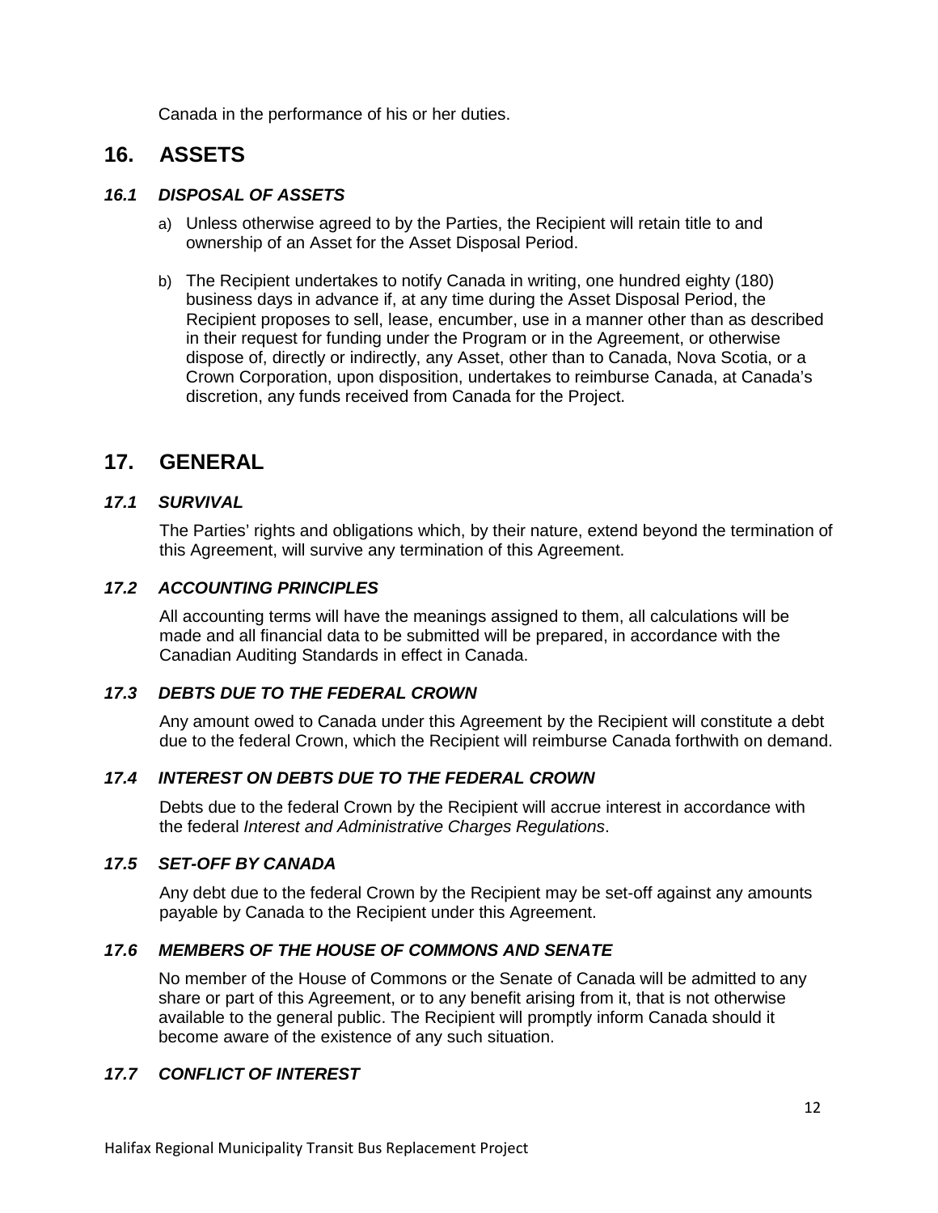Canada in the performance of his or her duties.

## 16. ASSETS

### *16.1 DISPOSAL OF ASSETS*

a) Unless otherwise agreed to by the Parties, the Recipient will retain title to and ownership of an Asset for the Asset Disposal Period.

b) The Recipient undertakes to notify Canada in writing, one hundred eighty (180) business days in advance if, at any time during the Asset Disposal Period, the Recipient proposes to sell, lease, encumber, use in a manner other than as described in their request for funding under the Program or in the Agreement, or otherwise dispose of, directly or indirectly, any Asset, other than to Canada, Nova Scotia, or a Crown Corporation, upon disposition, undertakes to reimburse Canada, at Canada's discretion, any funds received from Canada for the Project.

## 17. GENERAL

### *17.1 SURVIVAL*

The Parties' rights and obligations which, by their nature, extend beyond the termination of this Agreement, will survive any termination of this Agreement.

### *17.2 ACCOUNTING PRINCIPLES*

All accounting terms will have the meanings assigned to them, all calculations will be made and all financial data to be submitted will be prepared, in accordance with the Canadian Auditing Standards in effect in Canada.

### *17.3 DEBTS DUE TO THE FEDERAL CROWN*

Any amount owed to Canada under this Agreement by the Recipient will constitute a debt due to the federal Crown, which the Recipient will reimburse Canada forthwith on demand.

### *17.4 INTEREST ON DEBTS DUE TO THE FEDERAL CROWN*

Debts due to the federal Crown by the Recipient will accrue interest in accordance with the federal *Interest and Administrative Charges Regulations*.

### *17.5 SET-OFF BY CANADA*

Any debt due to the federal Crown by the Recipient may be set-off against any amounts payable by Canada to the Recipient under this Agreement.

### *17.6 MEMBERS OF THE HOUSE OF COMMONS AND SENATE*

No member of the House of Commons or the Senate of Canada will be admitted to any share or part of this Agreement, or to any benefit arising from it, that is not otherwise available to the general public. The Recipient will promptly inform Canada should it become aware of the existence of any such situation.

### *17.7 CONFLICT OF INTEREST*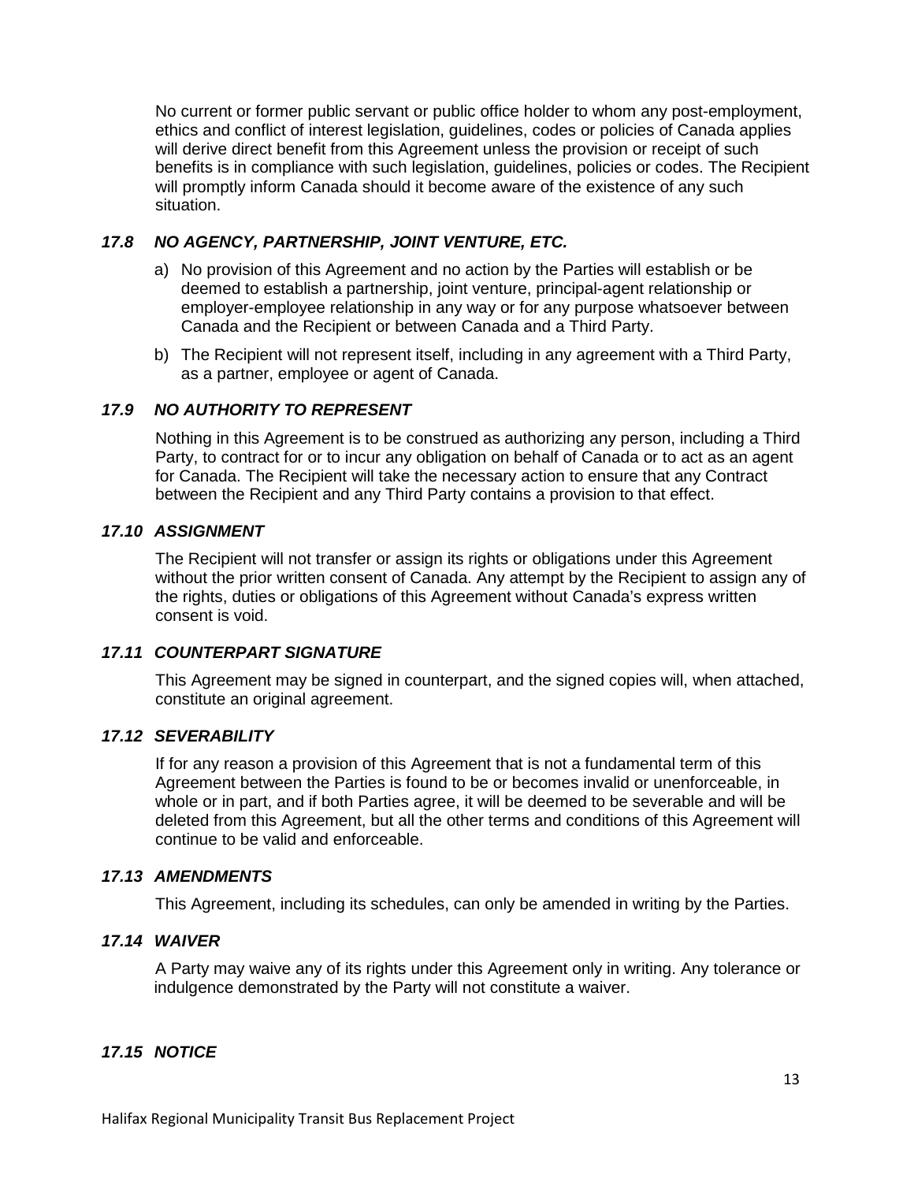No current or former public servant or public office holder to whom any post-employment, ethics and conflict of interest legislation, guidelines, codes or policies of Canada applies will derive direct benefit from this Agreement unless the provision or receipt of such benefits is in compliance with such legislation, guidelines, policies or codes. The Recipient will promptly inform Canada should it become aware of the existence of any such situation.

### *17.8 NO AGENCY, PARTNERSHIP, JOINT VENTURE, ETC.*

a) No provision of this Agreement and no action by the Parties will establish or be deemed to establish a partnership, joint venture, principal-agent relationship or employer-employee relationship in any way or for any purpose whatsoever between Canada and the Recipient or between Canada and a Third Party.

b) The Recipient will not represent itself, including in any agreement with a Third Party, as a partner, employee or agent of Canada.

### *17.9 NO AUTHORITY TO REPRESENT*

Nothing in this Agreement is to be construed as authorizing any person, including a Third Party, to contract for or to incur any obligation on behalf of Canada or to act as an agent for Canada. The Recipient will take the necessary action to ensure that any Contract between the Recipient and any Third Party contains a provision to that effect.

### *17.10 ASSIGNMENT*

The Recipient will not transfer or assign its rights or obligations under this Agreement without the prior written consent of Canada. Any attempt by the Recipient to assign any of the rights, duties or obligations of this Agreement without Canada's express written consent is void.

### *17.11 COUNTERPART SIGNATURE*

This Agreement may be signed in counterpart, and the signed copies will, when attached, constitute an original agreement.

### *17.12 SEVERABILITY*

If for any reason a provision of this Agreement that is not a fundamental term of this Agreement between the Parties is found to be or becomes invalid or unenforceable, in whole or in part, and if both Parties agree, it will be deemed to be severable and will be deleted from this Agreement, but all the other terms and conditions of this Agreement will continue to be valid and enforceable.

### *17.13 AMENDMENTS*

This Agreement, including its schedules, can only be amended in writing by the Parties.

### *17.14 WAIVER*

A Party may waive any of its rights under this Agreement only in writing. Any tolerance or indulgence demonstrated by the Party will not constitute a waiver.

### *17.15 NOTICE*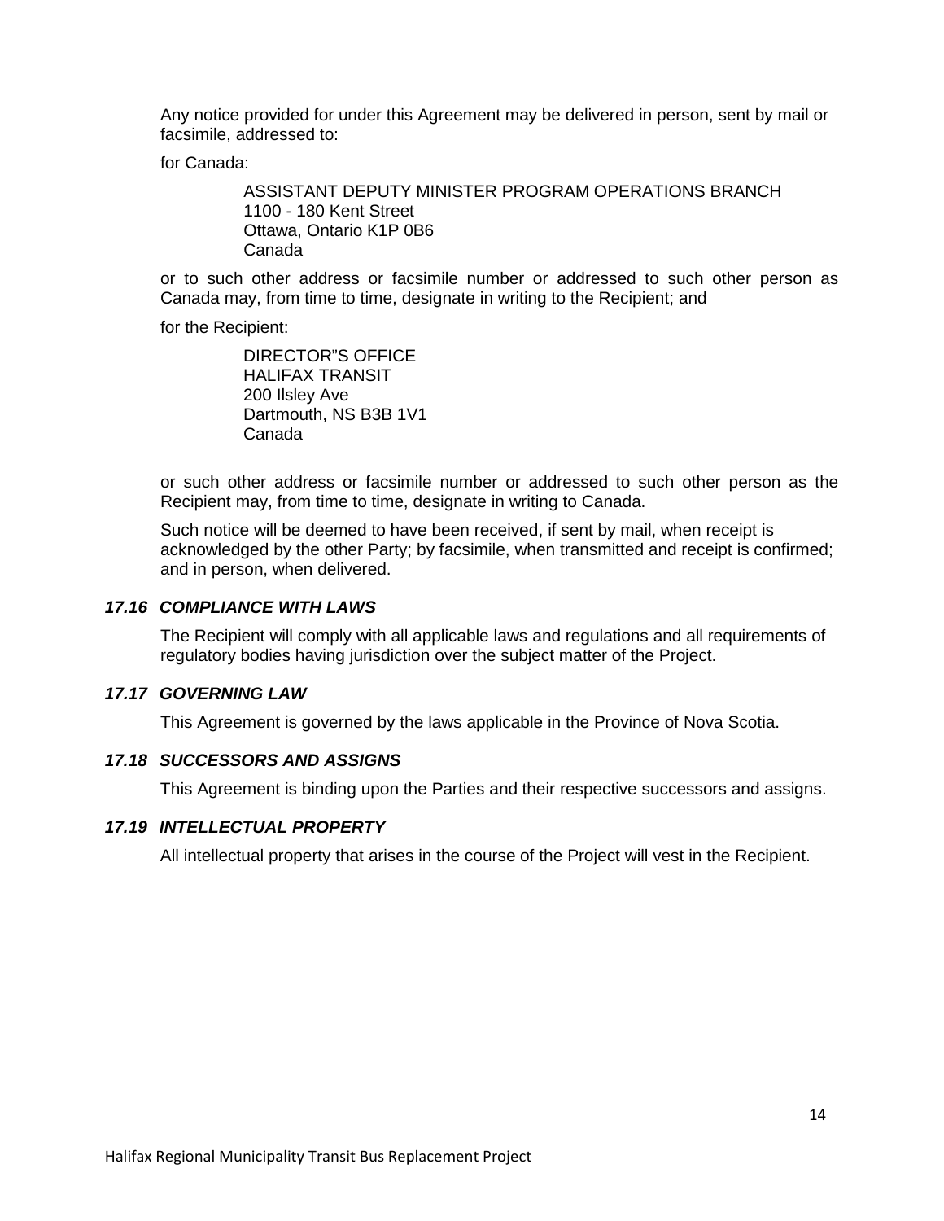Any notice provided for under this Agreement may be delivered in person, sent by mail or facsimile, addressed to:

for Canada:

> ASSISTANT DEPUTY MINISTER PROGRAM OPERATIONS BRANCH
> 1100 - 180 Kent Street
> Ottawa, Ontario K1P 0B6
> Canada

or to such other address or facsimile number or addressed to such other person as Canada may, from time to time, designate in writing to the Recipient; and

for the Recipient:

> DIRECTOR"S OFFICE
> HALIFAX TRANSIT
> 200 Ilsley Ave
> Dartmouth, NS B3B 1V1
> Canada

or such other address or facsimile number or addressed to such other person as the Recipient may, from time to time, designate in writing to Canada.

Such notice will be deemed to have been received, if sent by mail, when receipt is acknowledged by the other Party; by facsimile, when transmitted and receipt is confirmed; and in person, when delivered.

### *17.16 COMPLIANCE WITH LAWS*

The Recipient will comply with all applicable laws and regulations and all requirements of regulatory bodies having jurisdiction over the subject matter of the Project.

### *17.17 GOVERNING LAW*

This Agreement is governed by the laws applicable in the Province of Nova Scotia.

### *17.18 SUCCESSORS AND ASSIGNS*

This Agreement is binding upon the Parties and their respective successors and assigns.

### *17.19 INTELLECTUAL PROPERTY*

All intellectual property that arises in the course of the Project will vest in the Recipient.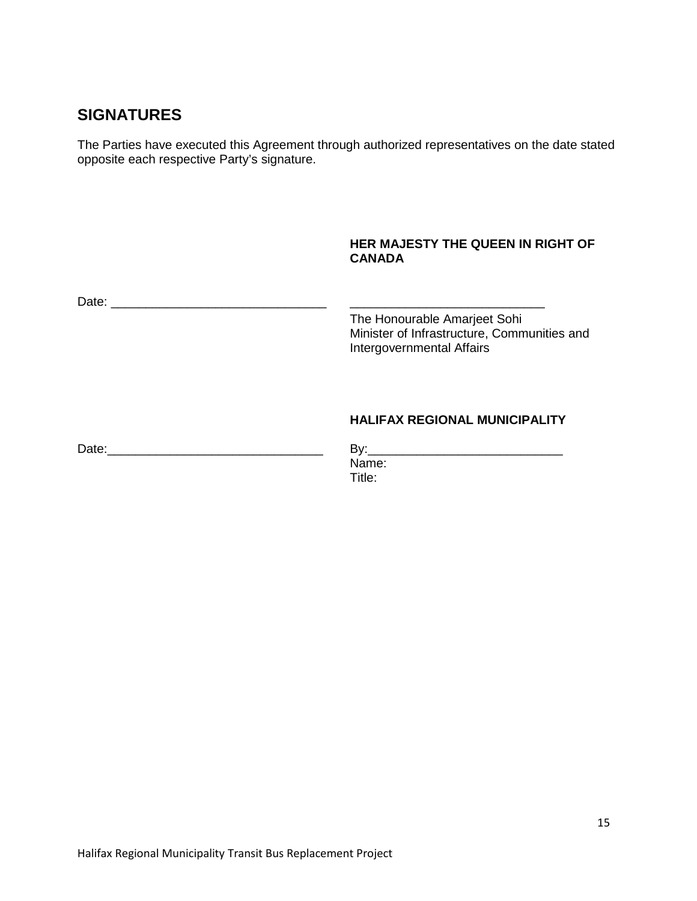## SIGNATURES

The Parties have executed this Agreement through authorized representatives on the date stated opposite each respective Party's signature.

**HER MAJESTY THE QUEEN IN RIGHT OF CANADA**

Date: \_\_\_\_\_\_\_\_\_\_\_\_\_\_\_\_\_\_\_\_\_\_\_\_\_\_\_\_\_\_\_\_

\_\_\_\_\_\_\_\_\_\_\_\_\_\_\_\_\_\_\_\_\_\_\_\_\_\_\_\_\_\_
The Honourable Amarjeet Sohi
Minister of Infrastructure, Communities and Intergovernmental Affairs

**HALIFAX REGIONAL MUNICIPALITY**

Date:\_\_\_\_\_\_\_\_\_\_\_\_\_\_\_\_\_\_\_\_\_\_\_\_\_\_\_\_\_\_\_\_

By:\_\_\_\_\_\_\_\_\_\_\_\_\_\_\_\_\_\_\_\_\_\_\_\_\_\_\_\_\_\_
Name:
Title: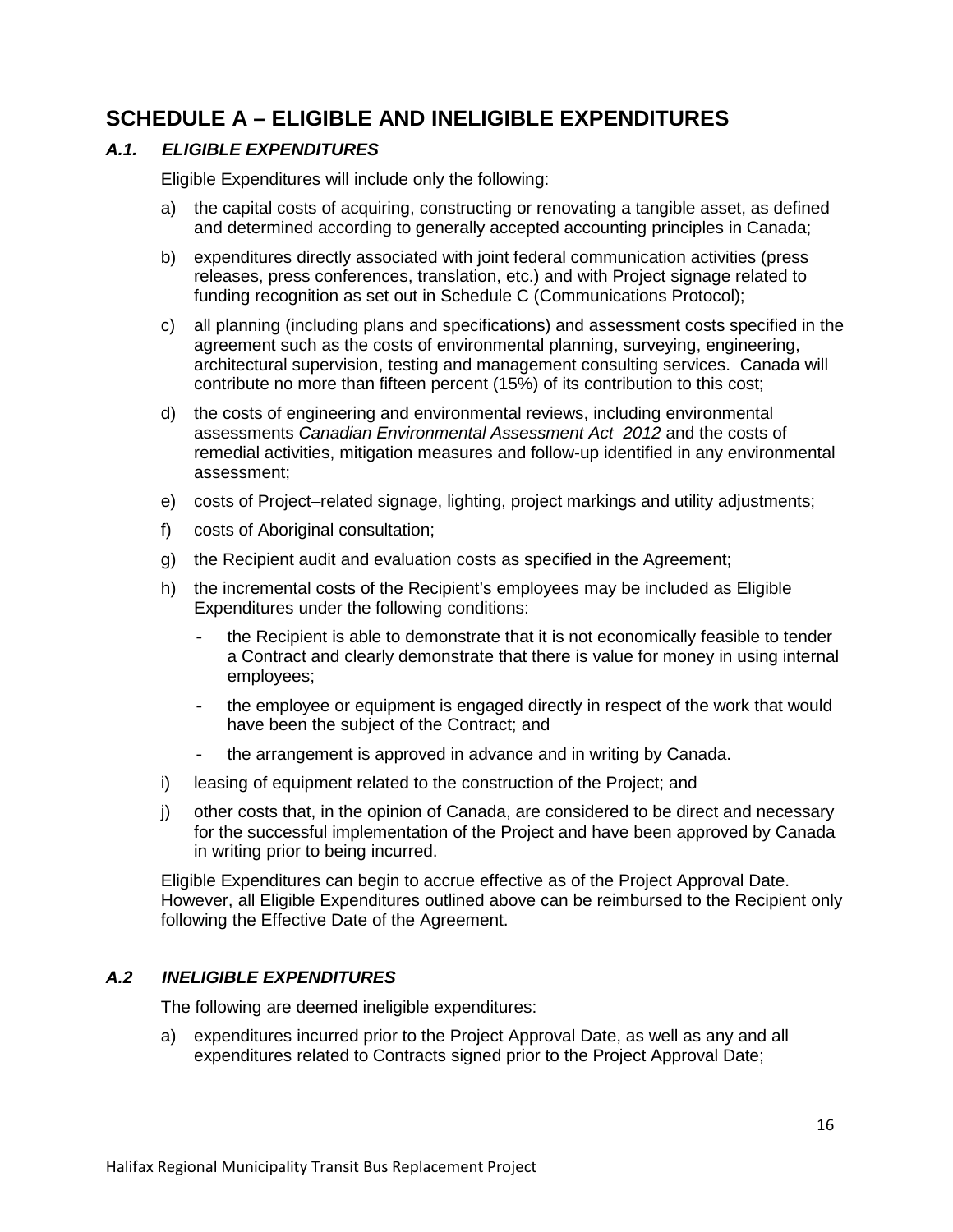# SCHEDULE A – ELIGIBLE AND INELIGIBLE EXPENDITURES

### *A.1. ELIGIBLE EXPENDITURES*

Eligible Expenditures will include only the following:

a) the capital costs of acquiring, constructing or renovating a tangible asset, as defined and determined according to generally accepted accounting principles in Canada;

b) expenditures directly associated with joint federal communication activities (press releases, press conferences, translation, etc.) and with Project signage related to funding recognition as set out in Schedule C (Communications Protocol);

c) all planning (including plans and specifications) and assessment costs specified in the agreement such as the costs of environmental planning, surveying, engineering, architectural supervision, testing and management consulting services. Canada will contribute no more than fifteen percent (15%) of its contribution to this cost;

d) the costs of engineering and environmental reviews, including environmental assessments *Canadian Environmental Assessment Act 2012* and the costs of remedial activities, mitigation measures and follow-up identified in any environmental assessment;

e) costs of Project–related signage, lighting, project markings and utility adjustments;

f) costs of Aboriginal consultation;

g) the Recipient audit and evaluation costs as specified in the Agreement;

h) the incremental costs of the Recipient's employees may be included as Eligible Expenditures under the following conditions:

   - the Recipient is able to demonstrate that it is not economically feasible to tender a Contract and clearly demonstrate that there is value for money in using internal employees;
   - the employee or equipment is engaged directly in respect of the work that would have been the subject of the Contract; and
   - the arrangement is approved in advance and in writing by Canada.

i) leasing of equipment related to the construction of the Project; and

j) other costs that, in the opinion of Canada, are considered to be direct and necessary for the successful implementation of the Project and have been approved by Canada in writing prior to being incurred.

Eligible Expenditures can begin to accrue effective as of the Project Approval Date. However, all Eligible Expenditures outlined above can be reimbursed to the Recipient only following the Effective Date of the Agreement.

### *A.2 INELIGIBLE EXPENDITURES*

The following are deemed ineligible expenditures:

a) expenditures incurred prior to the Project Approval Date, as well as any and all expenditures related to Contracts signed prior to the Project Approval Date;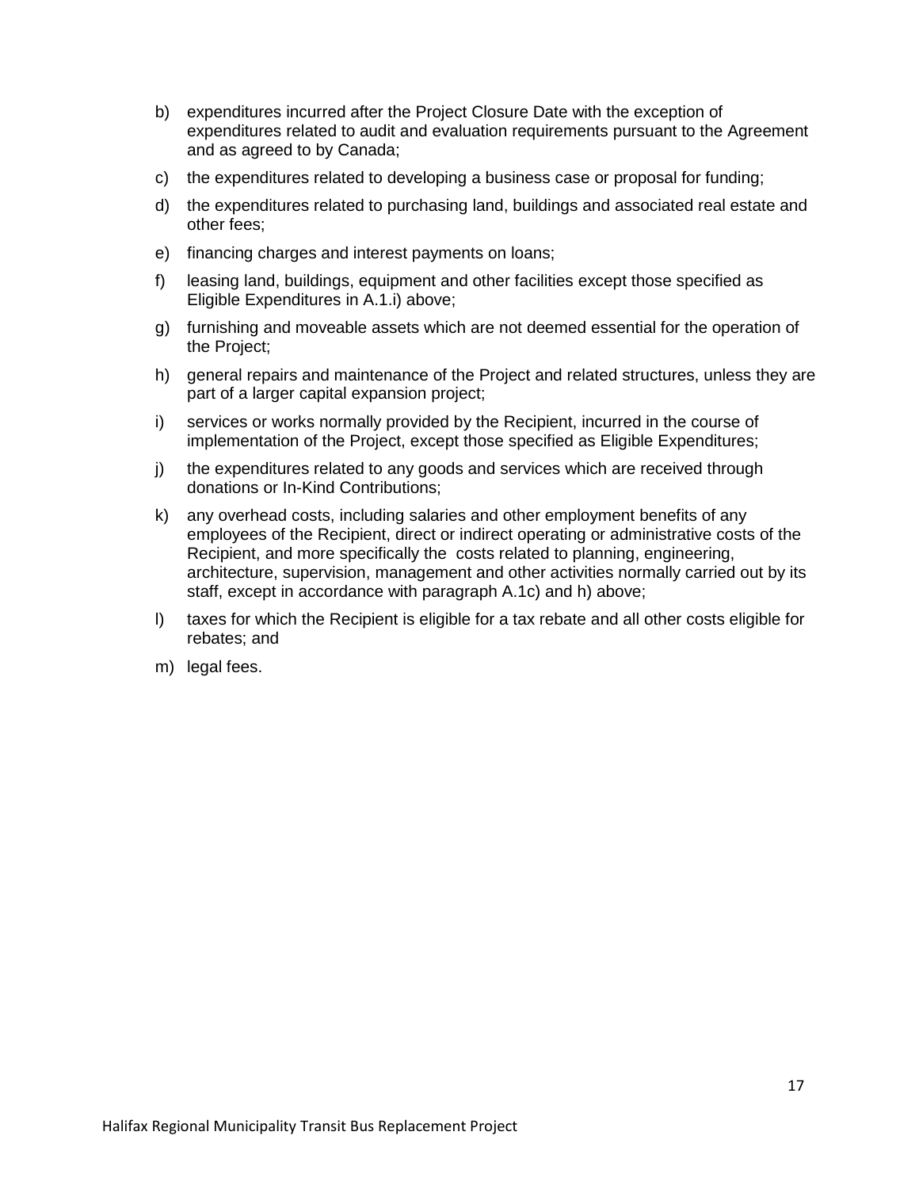b) expenditures incurred after the Project Closure Date with the exception of expenditures related to audit and evaluation requirements pursuant to the Agreement and as agreed to by Canada;

c) the expenditures related to developing a business case or proposal for funding;

d) the expenditures related to purchasing land, buildings and associated real estate and other fees;

e) financing charges and interest payments on loans;

f) leasing land, buildings, equipment and other facilities except those specified as Eligible Expenditures in A.1.i) above;

g) furnishing and moveable assets which are not deemed essential for the operation of the Project;

h) general repairs and maintenance of the Project and related structures, unless they are part of a larger capital expansion project;

i) services or works normally provided by the Recipient, incurred in the course of implementation of the Project, except those specified as Eligible Expenditures;

j) the expenditures related to any goods and services which are received through donations or In-Kind Contributions;

k) any overhead costs, including salaries and other employment benefits of any employees of the Recipient, direct or indirect operating or administrative costs of the Recipient, and more specifically the costs related to planning, engineering, architecture, supervision, management and other activities normally carried out by its staff, except in accordance with paragraph A.1c) and h) above;

l) taxes for which the Recipient is eligible for a tax rebate and all other costs eligible for rebates; and

m) legal fees.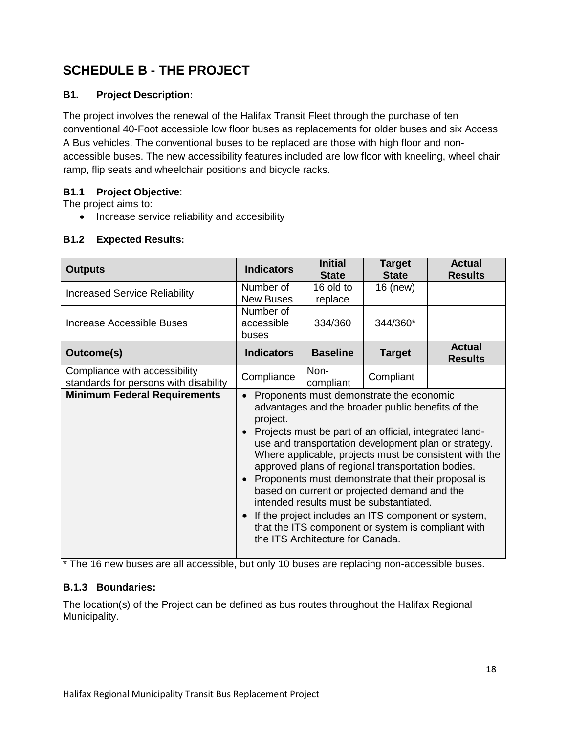## SCHEDULE B - THE PROJECT

### B1. Project Description:

The project involves the renewal of the Halifax Transit Fleet through the purchase of ten conventional 40-Foot accessible low floor buses as replacements for older buses and six Access A Bus vehicles. The conventional buses to be replaced are those with high floor and non-accessible buses. The new accessibility features included are low floor with kneeling, wheel chair ramp, flip seats and wheelchair positions and bicycle racks.

### B1.1 Project Objective:

The project aims to:

- Increase service reliability and accesibility

### B1.2 Expected Results:

| Outputs | Indicators | Initial State | Target State | Actual Results |
|---|---|---|---|---|
| Increased Service Reliability | Number of New Buses | 16 old to replace | 16 (new) | |
| Increase Accessible Buses | Number of accessible buses | 334/360 | 344/360* | |
| **Outcome(s)** | **Indicators** | **Baseline** | **Target** | **Actual Results** |
| Compliance with accessibility standards for persons with disability | Compliance | Non-compliant | Compliant | |
| **Minimum Federal Requirements** | • Proponents must demonstrate the economic advantages and the broader public benefits of the project.<br>• Projects must be part of an official, integrated land-use and transportation development plan or strategy. Where applicable, projects must be consistent with the approved plans of regional transportation bodies.<br>• Proponents must demonstrate that their proposal is based on current or projected demand and the intended results must be substantiated.<br>• If the project includes an ITS component or system, that the ITS component or system is compliant with the ITS Architecture for Canada. | | | |

* The 16 new buses are all accessible, but only 10 buses are replacing non-accessible buses.

### B.1.3 Boundaries:

The location(s) of the Project can be defined as bus routes throughout the Halifax Regional Municipality.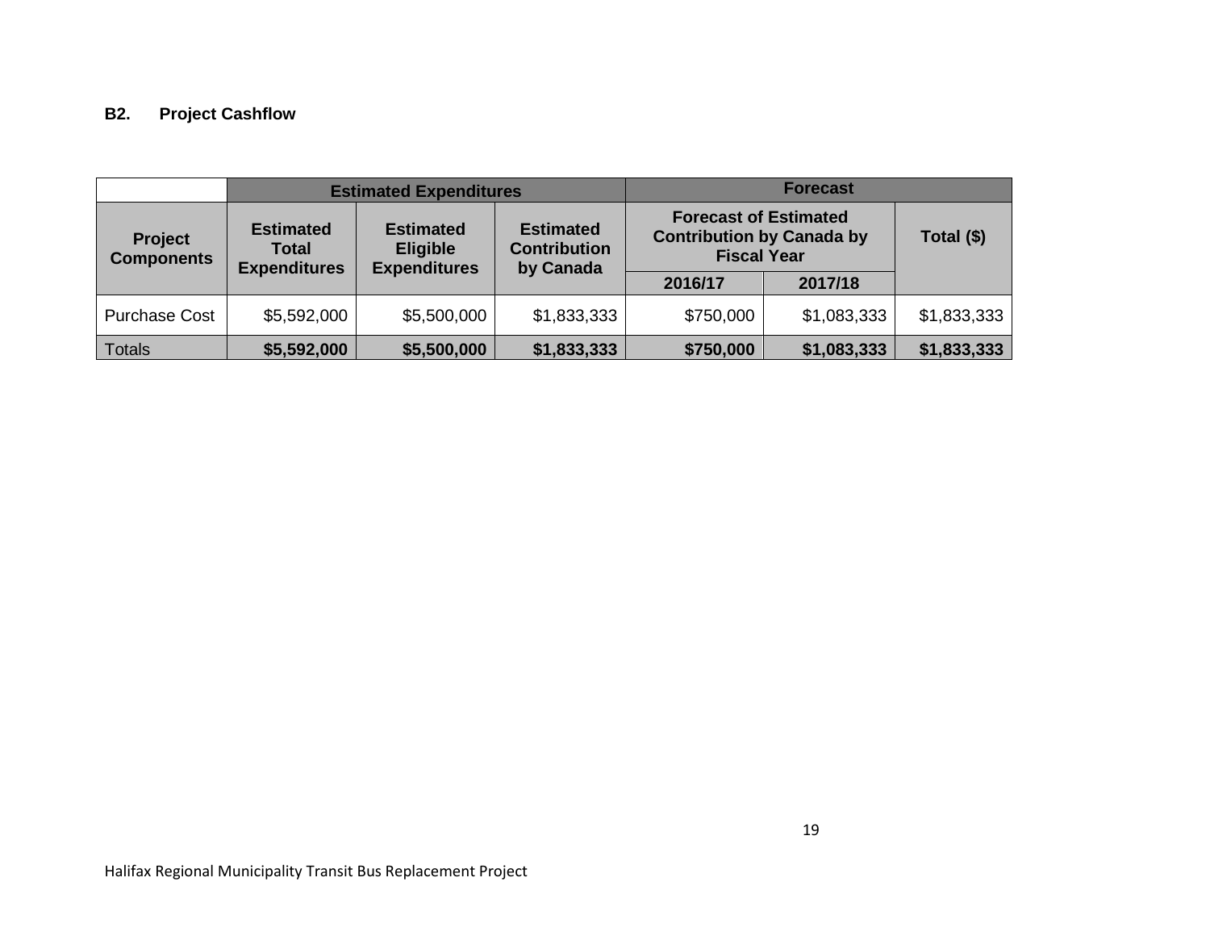**B2. Project Cashflow**

| | Estimated Expenditures | | | Forecast | | |
|---|---|---|---|---|---|---|
| Project Components | Estimated Total Expenditures | Estimated Eligible Expenditures | Estimated Contribution by Canada | Forecast of Estimated Contribution by Canada by Fiscal Year | | Total ($) |
| | | | | 2016/17 | 2017/18 | |
| Purchase Cost | $5,592,000 | $5,500,000 | $1,833,333 | $750,000 | $1,083,333 | $1,833,333 |
| Totals | **$5,592,000** | **$5,500,000** | **$1,833,333** | **$750,000** | **$1,083,333** | **$1,833,333** |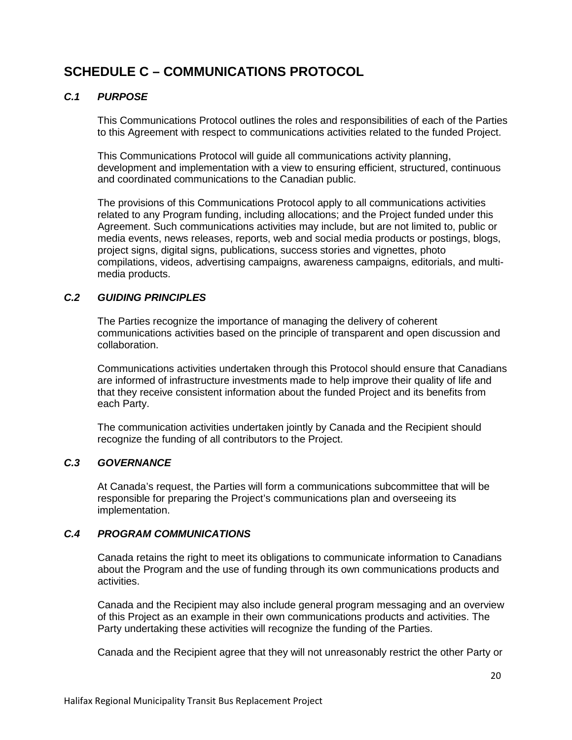# SCHEDULE C – COMMUNICATIONS PROTOCOL

### *C.1 PURPOSE*

This Communications Protocol outlines the roles and responsibilities of each of the Parties to this Agreement with respect to communications activities related to the funded Project.

This Communications Protocol will guide all communications activity planning, development and implementation with a view to ensuring efficient, structured, continuous and coordinated communications to the Canadian public.

The provisions of this Communications Protocol apply to all communications activities related to any Program funding, including allocations; and the Project funded under this Agreement. Such communications activities may include, but are not limited to, public or media events, news releases, reports, web and social media products or postings, blogs, project signs, digital signs, publications, success stories and vignettes, photo compilations, videos, advertising campaigns, awareness campaigns, editorials, and multi-media products.

### *C.2 GUIDING PRINCIPLES*

The Parties recognize the importance of managing the delivery of coherent communications activities based on the principle of transparent and open discussion and collaboration.

Communications activities undertaken through this Protocol should ensure that Canadians are informed of infrastructure investments made to help improve their quality of life and that they receive consistent information about the funded Project and its benefits from each Party.

The communication activities undertaken jointly by Canada and the Recipient should recognize the funding of all contributors to the Project.

### *C.3 GOVERNANCE*

At Canada's request, the Parties will form a communications subcommittee that will be responsible for preparing the Project's communications plan and overseeing its implementation.

### *C.4 PROGRAM COMMUNICATIONS*

Canada retains the right to meet its obligations to communicate information to Canadians about the Program and the use of funding through its own communications products and activities.

Canada and the Recipient may also include general program messaging and an overview of this Project as an example in their own communications products and activities. The Party undertaking these activities will recognize the funding of the Parties.

Canada and the Recipient agree that they will not unreasonably restrict the other Party or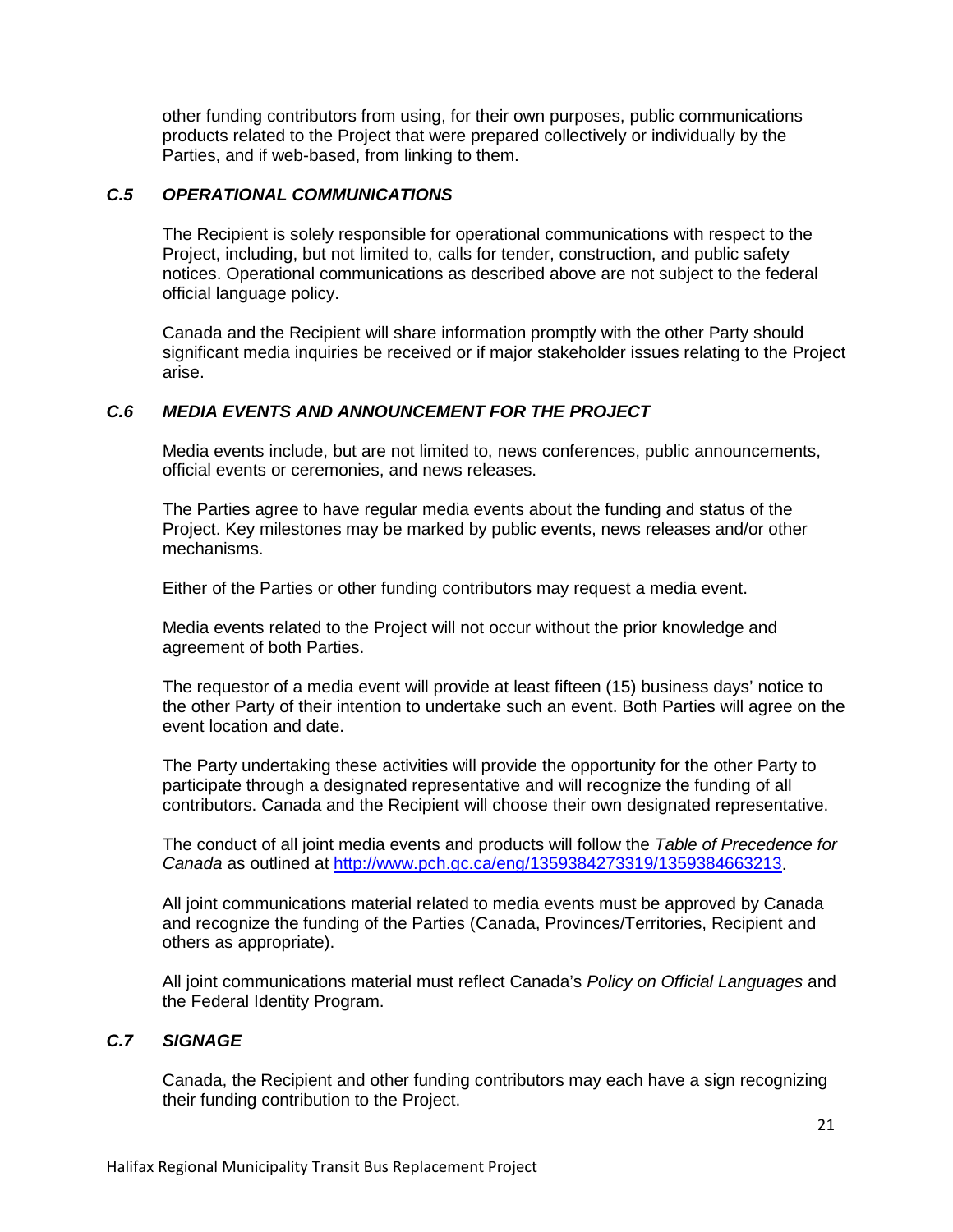other funding contributors from using, for their own purposes, public communications products related to the Project that were prepared collectively or individually by the Parties, and if web-based, from linking to them.

### *C.5 OPERATIONAL COMMUNICATIONS*

The Recipient is solely responsible for operational communications with respect to the Project, including, but not limited to, calls for tender, construction, and public safety notices. Operational communications as described above are not subject to the federal official language policy.

Canada and the Recipient will share information promptly with the other Party should significant media inquiries be received or if major stakeholder issues relating to the Project arise.

### *C.6 MEDIA EVENTS AND ANNOUNCEMENT FOR THE PROJECT*

Media events include, but are not limited to, news conferences, public announcements, official events or ceremonies, and news releases.

The Parties agree to have regular media events about the funding and status of the Project. Key milestones may be marked by public events, news releases and/or other mechanisms.

Either of the Parties or other funding contributors may request a media event.

Media events related to the Project will not occur without the prior knowledge and agreement of both Parties.

The requestor of a media event will provide at least fifteen (15) business days' notice to the other Party of their intention to undertake such an event. Both Parties will agree on the event location and date.

The Party undertaking these activities will provide the opportunity for the other Party to participate through a designated representative and will recognize the funding of all contributors. Canada and the Recipient will choose their own designated representative.

The conduct of all joint media events and products will follow the *Table of Precedence for Canada* as outlined at [http://www.pch.gc.ca/eng/1359384273319/1359384663213](http://www.pch.gc.ca/eng/1359384273319/1359384663213).

All joint communications material related to media events must be approved by Canada and recognize the funding of the Parties (Canada, Provinces/Territories, Recipient and others as appropriate).

All joint communications material must reflect Canada's *Policy on Official Languages* and the Federal Identity Program.

### *C.7 SIGNAGE*

Canada, the Recipient and other funding contributors may each have a sign recognizing their funding contribution to the Project.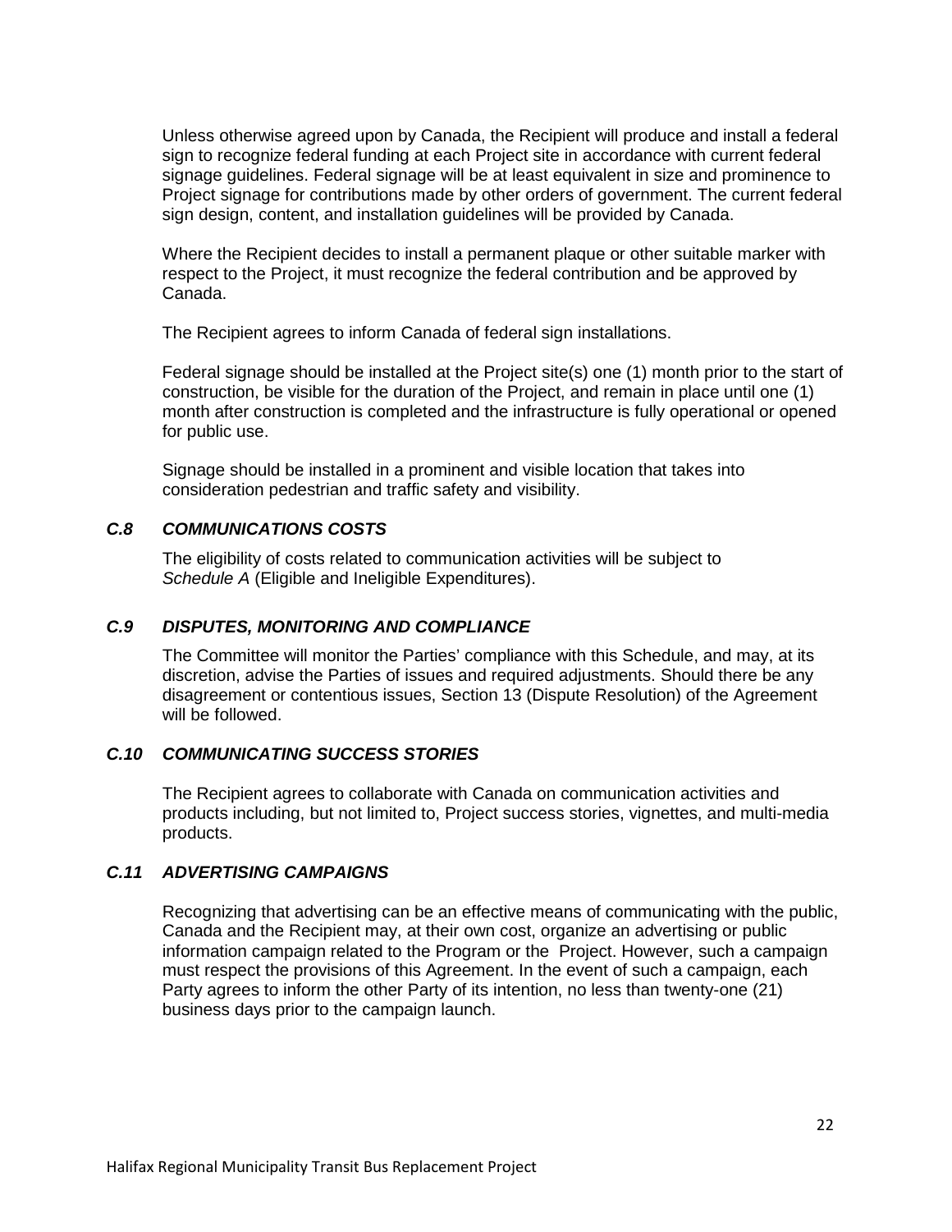Unless otherwise agreed upon by Canada, the Recipient will produce and install a federal sign to recognize federal funding at each Project site in accordance with current federal signage guidelines. Federal signage will be at least equivalent in size and prominence to Project signage for contributions made by other orders of government. The current federal sign design, content, and installation guidelines will be provided by Canada.

Where the Recipient decides to install a permanent plaque or other suitable marker with respect to the Project, it must recognize the federal contribution and be approved by Canada.

The Recipient agrees to inform Canada of federal sign installations.

Federal signage should be installed at the Project site(s) one (1) month prior to the start of construction, be visible for the duration of the Project, and remain in place until one (1) month after construction is completed and the infrastructure is fully operational or opened for public use.

Signage should be installed in a prominent and visible location that takes into consideration pedestrian and traffic safety and visibility.

### *C.8 COMMUNICATIONS COSTS*

The eligibility of costs related to communication activities will be subject to *Schedule A* (Eligible and Ineligible Expenditures).

### *C.9 DISPUTES, MONITORING AND COMPLIANCE*

The Committee will monitor the Parties' compliance with this Schedule, and may, at its discretion, advise the Parties of issues and required adjustments. Should there be any disagreement or contentious issues, Section 13 (Dispute Resolution) of the Agreement will be followed.

### *C.10 COMMUNICATING SUCCESS STORIES*

The Recipient agrees to collaborate with Canada on communication activities and products including, but not limited to, Project success stories, vignettes, and multi-media products.

### *C.11 ADVERTISING CAMPAIGNS*

Recognizing that advertising can be an effective means of communicating with the public, Canada and the Recipient may, at their own cost, organize an advertising or public information campaign related to the Program or the Project. However, such a campaign must respect the provisions of this Agreement. In the event of such a campaign, each Party agrees to inform the other Party of its intention, no less than twenty-one (21) business days prior to the campaign launch.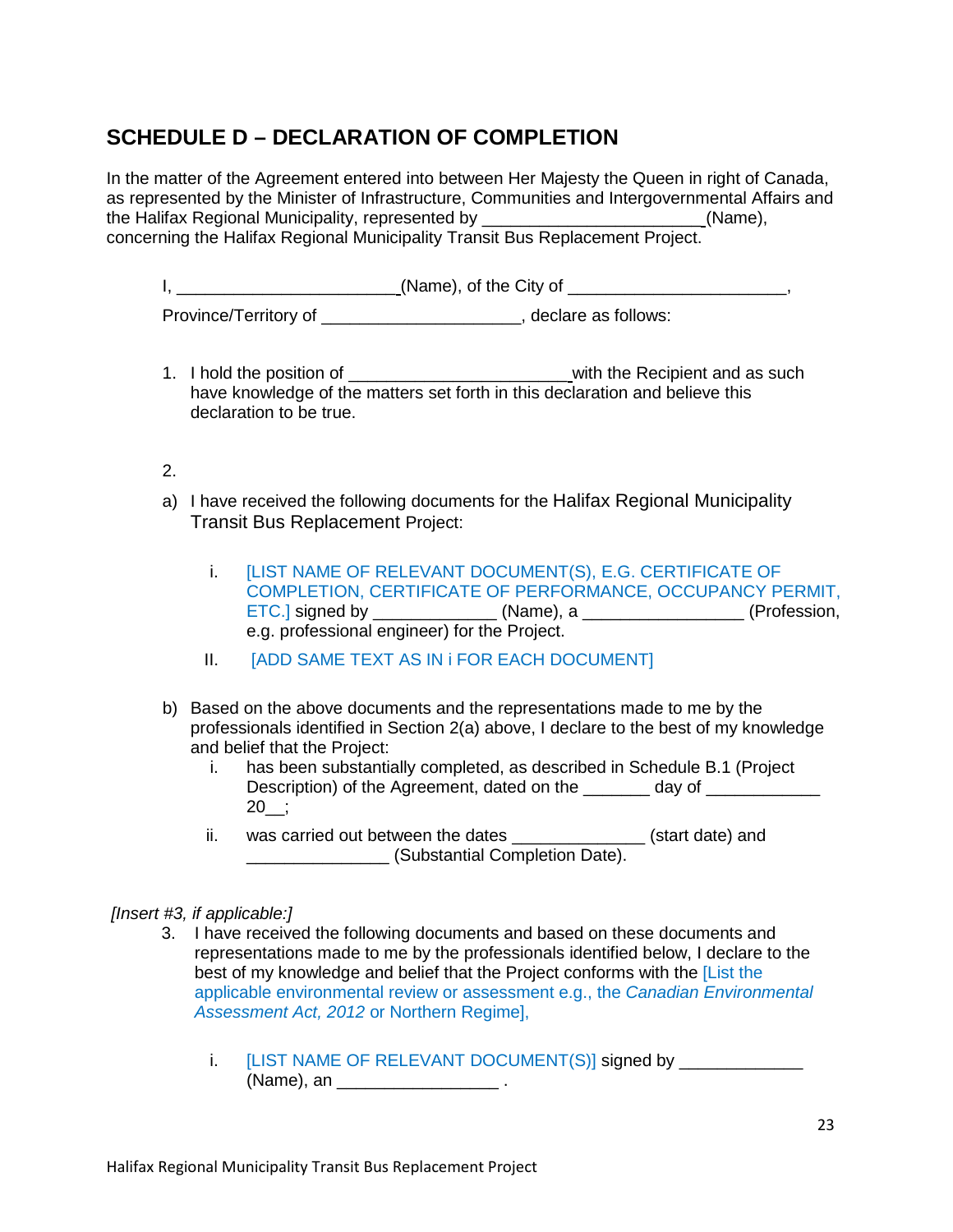## SCHEDULE D – DECLARATION OF COMPLETION

In the matter of the Agreement entered into between Her Majesty the Queen in right of Canada, as represented by the Minister of Infrastructure, Communities and Intergovernmental Affairs and the Halifax Regional Municipality, represented by ______________________(Name), concerning the Halifax Regional Municipality Transit Bus Replacement Project.

I, ______________________(Name), of the City of ______________________,

Province/Territory of ____________________, declare as follows:

1. I hold the position of ______________________with the Recipient and as such have knowledge of the matters set forth in this declaration and believe this declaration to be true.

2.

a) I have received the following documents for the Halifax Regional Municipality Transit Bus Replacement Project:

   i. [LIST NAME OF RELEVANT DOCUMENT(S), E.G. CERTIFICATE OF COMPLETION, CERTIFICATE OF PERFORMANCE, OCCUPANCY PERMIT, ETC.] signed by ____________ (Name), a ________________ (Profession, e.g. professional engineer) for the Project.

   II. [ADD SAME TEXT AS IN i FOR EACH DOCUMENT]

b) Based on the above documents and the representations made to me by the professionals identified in Section 2(a) above, I declare to the best of my knowledge and belief that the Project:

   i. has been substantially completed, as described in Schedule B.1 (Project Description) of the Agreement, dated on the _______ day of ___________ 20__;

   ii. was carried out between the dates _____________ (start date) and ______________ (Substantial Completion Date).

*[Insert #3, if applicable:]*

3. I have received the following documents and based on these documents and representations made to me by the professionals identified below, I declare to the best of my knowledge and belief that the Project conforms with the [List the applicable environmental review or assessment e.g., the *Canadian Environmental Assessment Act, 2012* or Northern Regime],

   i. [LIST NAME OF RELEVANT DOCUMENT(S)] signed by ____________ (Name), an ________________ .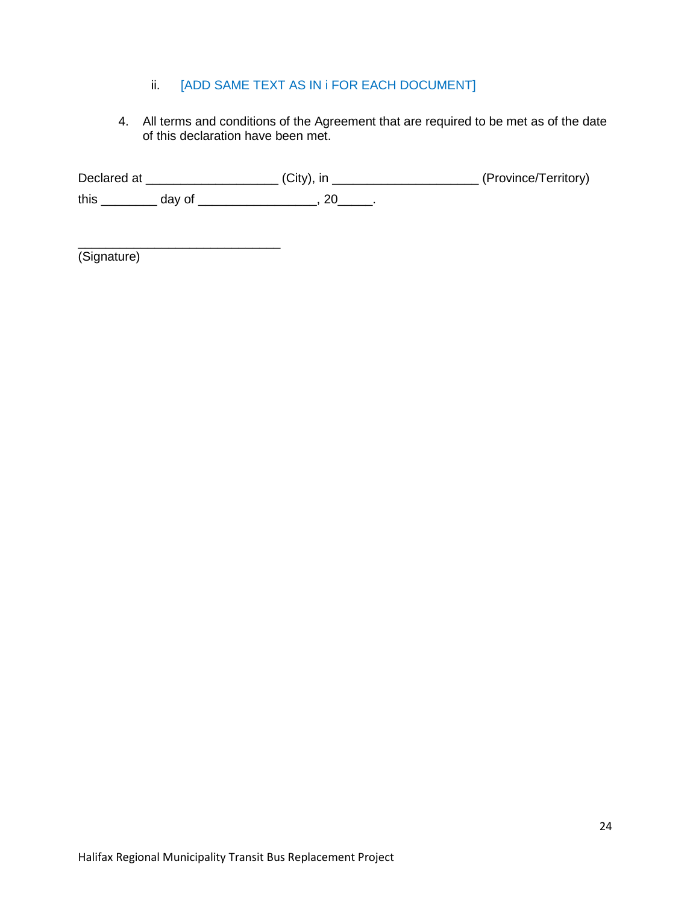ii. [ADD SAME TEXT AS IN i FOR EACH DOCUMENT]

4. All terms and conditions of the Agreement that are required to be met as of the date of this declaration have been met.

Declared at ___________________ (City), in _____________________ (Province/Territory)

this ________ day of _________________, 20_____.

_____________________________

(Signature)